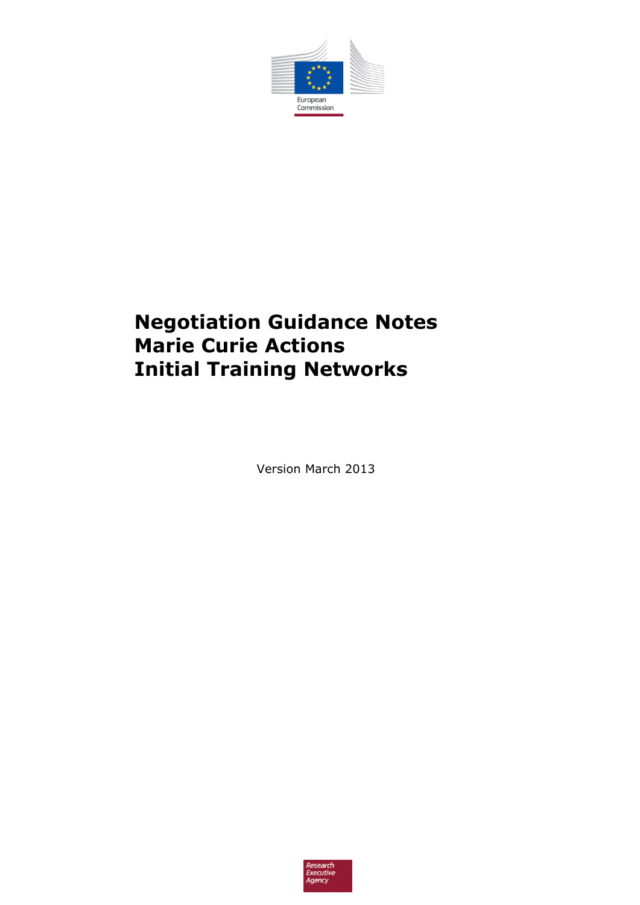European Commission

# Negotiation Guidance Notes
# Marie Curie Actions
# Initial Training Networks

Version March 2013

Research Executive Agency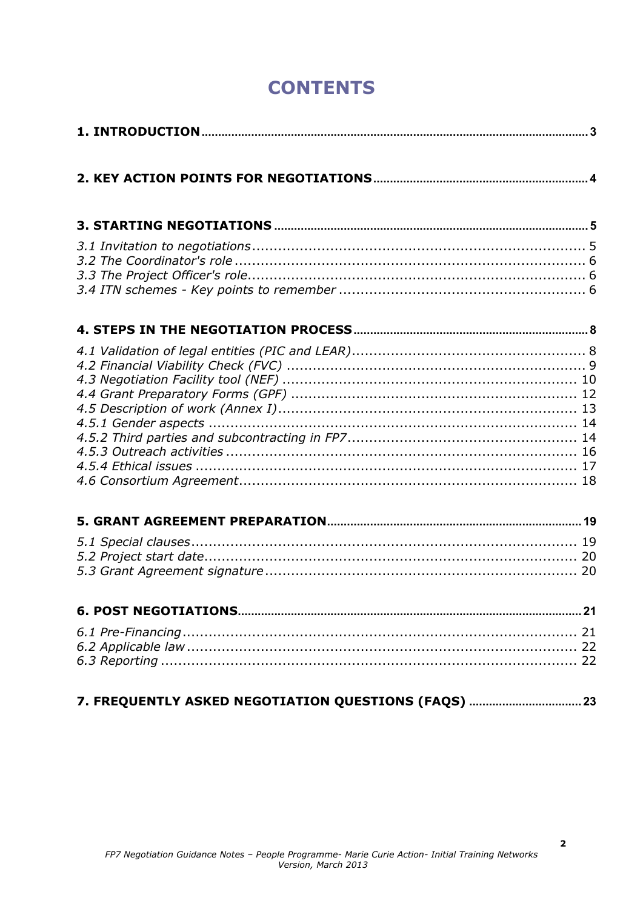# CONTENTS

**1. INTRODUCTION** .......... 3

**2. KEY ACTION POINTS FOR NEGOTIATIONS** .......... 4

**3. STARTING NEGOTIATIONS** .......... 5

*3.1 Invitation to negotiations* .......... 5
*3.2 The Coordinator's role* .......... 6
*3.3 The Project Officer's role* .......... 6
*3.4 ITN schemes - Key points to remember* .......... 6

**4. STEPS IN THE NEGOTIATION PROCESS** .......... 8

*4.1 Validation of legal entities (PIC and LEAR)* .......... 8
*4.2 Financial Viability Check (FVC)* .......... 9
*4.3 Negotiation Facility tool (NEF)* .......... 10
*4.4 Grant Preparatory Forms (GPF)* .......... 12
*4.5 Description of work (Annex I)* .......... 13
*4.5.1 Gender aspects* .......... 14
*4.5.2 Third parties and subcontracting in FP7* .......... 14
*4.5.3 Outreach activities* .......... 16
*4.5.4 Ethical issues* .......... 17
*4.6 Consortium Agreement* .......... 18

**5. GRANT AGREEMENT PREPARATION** .......... 19

*5.1 Special clauses* .......... 19
*5.2 Project start date* .......... 20
*5.3 Grant Agreement signature* .......... 20

**6. POST NEGOTIATIONS** .......... 21

*6.1 Pre-Financing* .......... 21
*6.2 Applicable law* .......... 22
*6.3 Reporting* .......... 22

**7. FREQUENTLY ASKED NEGOTIATION QUESTIONS (FAQS)** .......... 23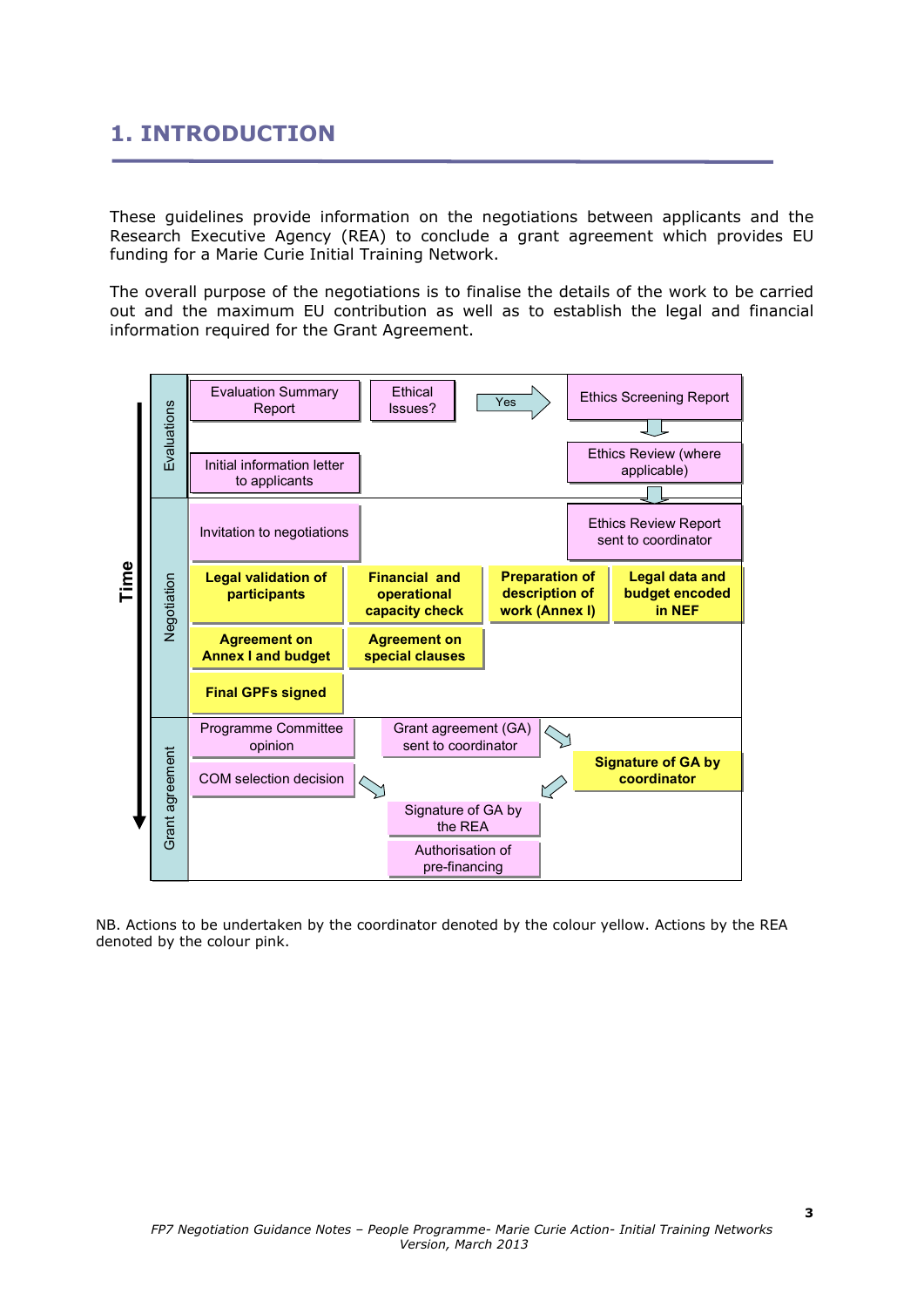# 1. INTRODUCTION

These guidelines provide information on the negotiations between applicants and the Research Executive Agency (REA) to conclude a grant agreement which provides EU funding for a Marie Curie Initial Training Network.

The overall purpose of the negotiations is to finalise the details of the work to be carried out and the maximum EU contribution as well as to establish the legal and financial information required for the Grant Agreement.

| Time | Phase | Actions |
|---|---|---|
| ↓ | Evaluations | Evaluation Summary Report; Ethical Issues? → Yes → Ethics Screening Report → Ethics Review (where applicable); Initial information letter to applicants |
| | Negotiation | Invitation to negotiations; Ethics Review Report sent to coordinator; **Legal validation of participants**; **Financial and operational capacity check**; **Preparation of description of work (Annex I)**; **Legal data and budget encoded in NEF**; **Agreement on Annex I and budget**; **Agreement on special clauses**; **Final GPFs signed** |
| | Grant agreement | Programme Committee opinion; COM selection decision; Grant agreement (GA) sent to coordinator → **Signature of GA by coordinator** → Signature of GA by the REA; Authorisation of pre-financing |

NB. Actions to be undertaken by the coordinator denoted by the colour yellow. Actions by the REA denoted by the colour pink.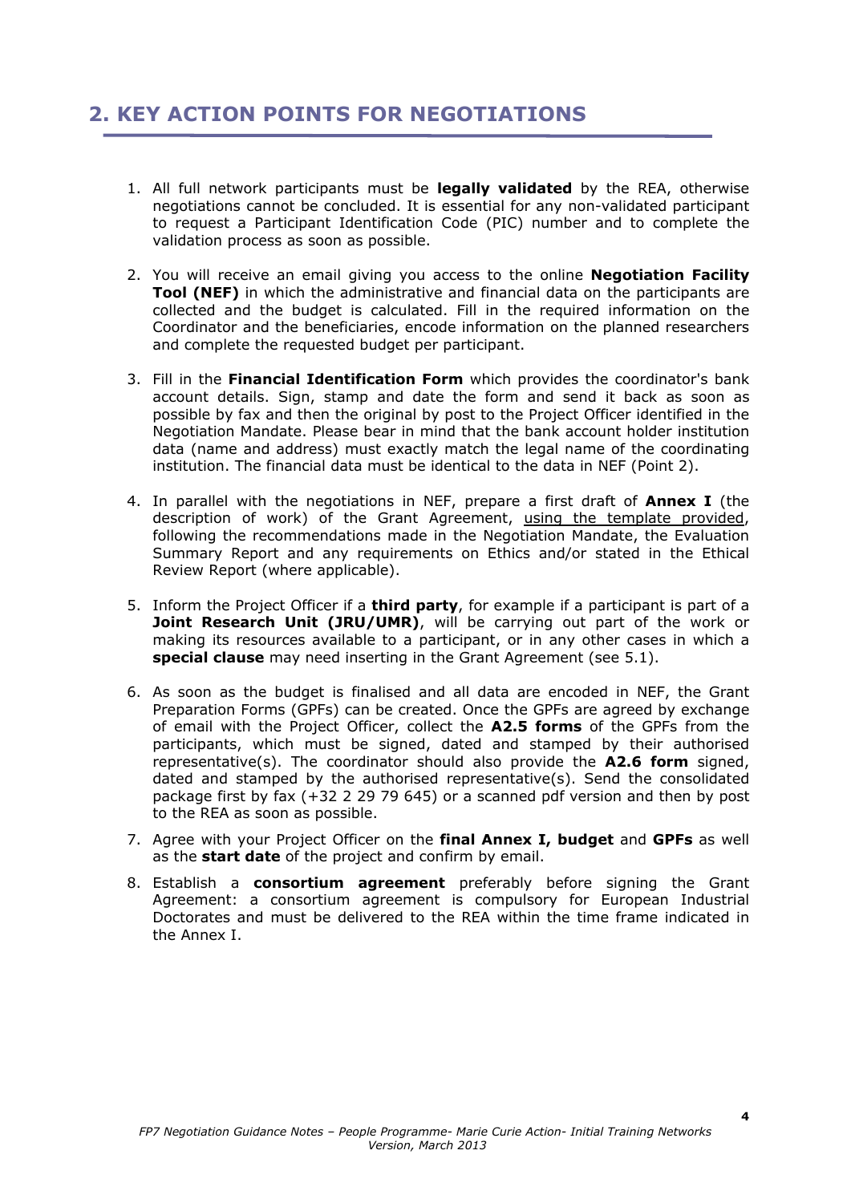## 2. KEY ACTION POINTS FOR NEGOTIATIONS

1. All full network participants must be **legally validated** by the REA, otherwise negotiations cannot be concluded. It is essential for any non-validated participant to request a Participant Identification Code (PIC) number and to complete the validation process as soon as possible.

2. You will receive an email giving you access to the online **Negotiation Facility Tool (NEF)** in which the administrative and financial data on the participants are collected and the budget is calculated. Fill in the required information on the Coordinator and the beneficiaries, encode information on the planned researchers and complete the requested budget per participant.

3. Fill in the **Financial Identification Form** which provides the coordinator's bank account details. Sign, stamp and date the form and send it back as soon as possible by fax and then the original by post to the Project Officer identified in the Negotiation Mandate. Please bear in mind that the bank account holder institution data (name and address) must exactly match the legal name of the coordinating institution. The financial data must be identical to the data in NEF (Point 2).

4. In parallel with the negotiations in NEF, prepare a first draft of **Annex I** (the description of work) of the Grant Agreement, using the template provided, following the recommendations made in the Negotiation Mandate, the Evaluation Summary Report and any requirements on Ethics and/or stated in the Ethical Review Report (where applicable).

5. Inform the Project Officer if a **third party**, for example if a participant is part of a **Joint Research Unit (JRU/UMR)**, will be carrying out part of the work or making its resources available to a participant, or in any other cases in which a **special clause** may need inserting in the Grant Agreement (see 5.1).

6. As soon as the budget is finalised and all data are encoded in NEF, the Grant Preparation Forms (GPFs) can be created. Once the GPFs are agreed by exchange of email with the Project Officer, collect the **A2.5 forms** of the GPFs from the participants, which must be signed, dated and stamped by their authorised representative(s). The coordinator should also provide the **A2.6 form** signed, dated and stamped by the authorised representative(s). Send the consolidated package first by fax (+32 2 29 79 645) or a scanned pdf version and then by post to the REA as soon as possible.

7. Agree with your Project Officer on the **final Annex I, budget** and **GPFs** as well as the **start date** of the project and confirm by email.

8. Establish a **consortium agreement** preferably before signing the Grant Agreement: a consortium agreement is compulsory for European Industrial Doctorates and must be delivered to the REA within the time frame indicated in the Annex I.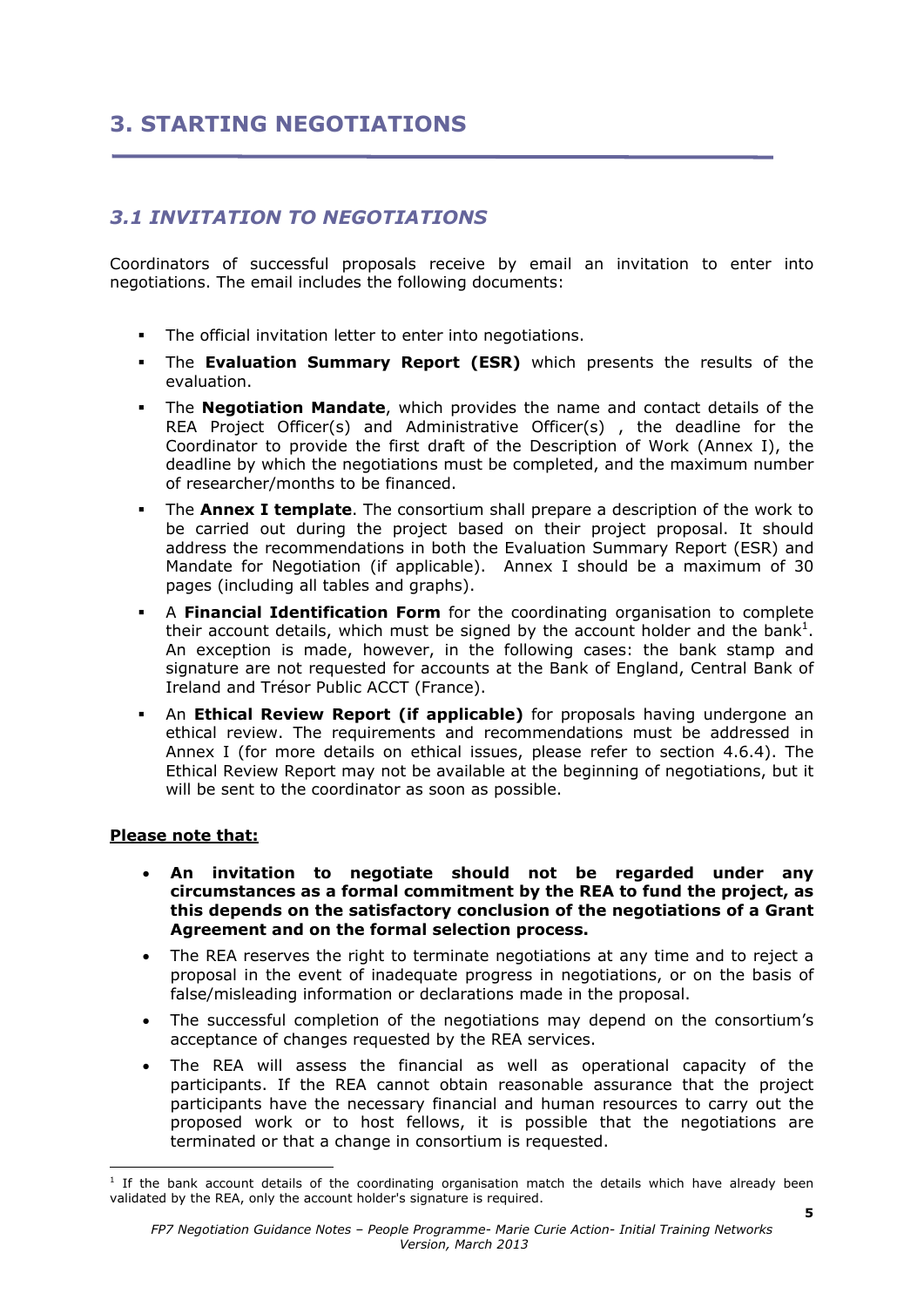# 3. STARTING NEGOTIATIONS

## 3.1 INVITATION TO NEGOTIATIONS

Coordinators of successful proposals receive by email an invitation to enter into negotiations. The email includes the following documents:

- The official invitation letter to enter into negotiations.
- The **Evaluation Summary Report (ESR)** which presents the results of the evaluation.
- The **Negotiation Mandate**, which provides the name and contact details of the REA Project Officer(s) and Administrative Officer(s) , the deadline for the Coordinator to provide the first draft of the Description of Work (Annex I), the deadline by which the negotiations must be completed, and the maximum number of researcher/months to be financed.
- The **Annex I template**. The consortium shall prepare a description of the work to be carried out during the project based on their project proposal. It should address the recommendations in both the Evaluation Summary Report (ESR) and Mandate for Negotiation (if applicable). Annex I should be a maximum of 30 pages (including all tables and graphs).
- A **Financial Identification Form** for the coordinating organisation to complete their account details, which must be signed by the account holder and the bank[1]. An exception is made, however, in the following cases: the bank stamp and signature are not requested for accounts at the Bank of England, Central Bank of Ireland and Trésor Public ACCT (France).
- An **Ethical Review Report (if applicable)** for proposals having undergone an ethical review. The requirements and recommendations must be addressed in Annex I (for more details on ethical issues, please refer to section 4.6.4). The Ethical Review Report may not be available at the beginning of negotiations, but it will be sent to the coordinator as soon as possible.

**Please note that:**

- **An invitation to negotiate should not be regarded under any circumstances as a formal commitment by the REA to fund the project, as this depends on the satisfactory conclusion of the negotiations of a Grant Agreement and on the formal selection process.**
- The REA reserves the right to terminate negotiations at any time and to reject a proposal in the event of inadequate progress in negotiations, or on the basis of false/misleading information or declarations made in the proposal.
- The successful completion of the negotiations may depend on the consortium's acceptance of changes requested by the REA services.
- The REA will assess the financial as well as operational capacity of the participants. If the REA cannot obtain reasonable assurance that the project participants have the necessary financial and human resources to carry out the proposed work or to host fellows, it is possible that the negotiations are terminated or that a change in consortium is requested.

---

[1] If the bank account details of the coordinating organisation match the details which have already been validated by the REA, only the account holder's signature is required.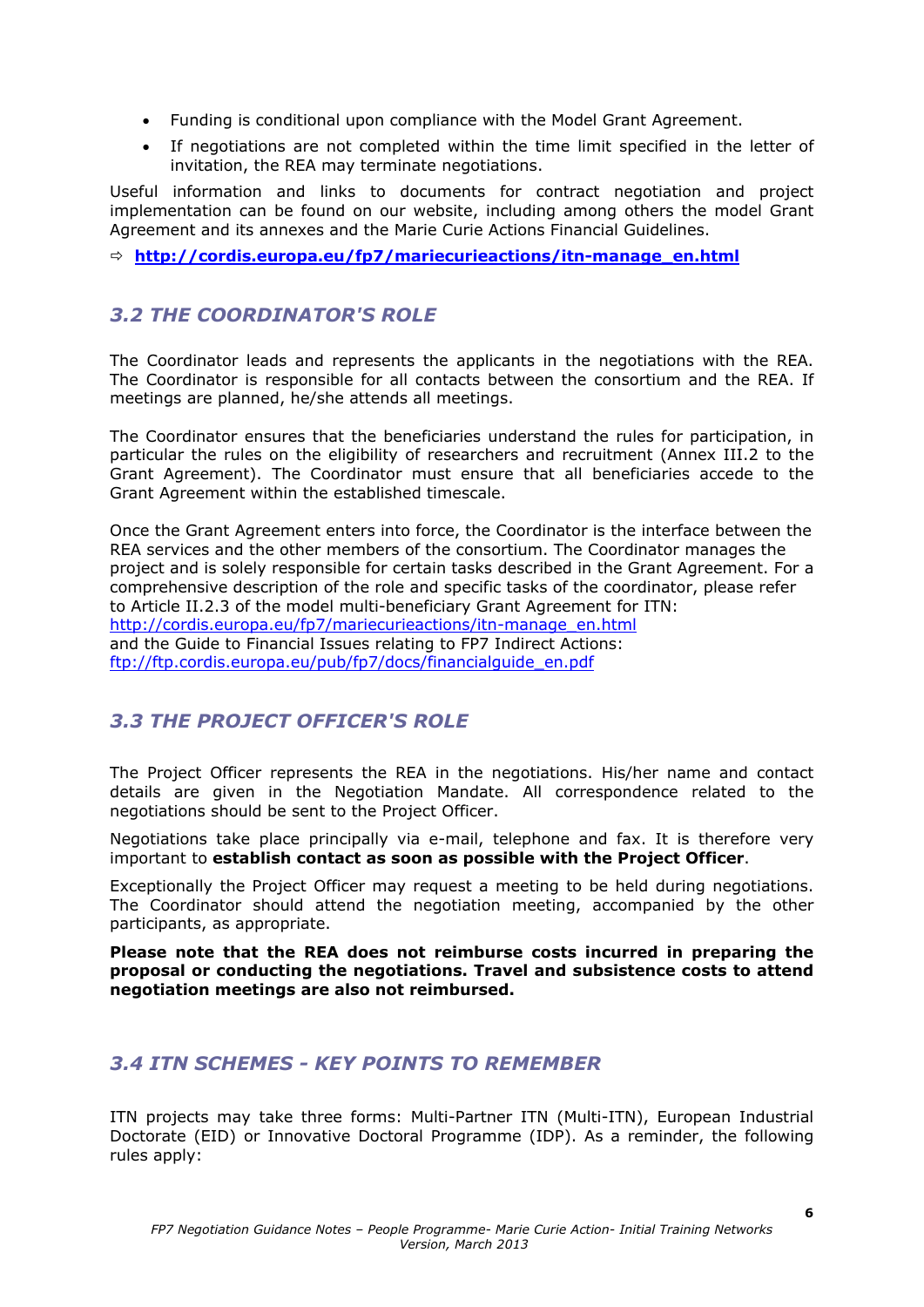- Funding is conditional upon compliance with the Model Grant Agreement.
- If negotiations are not completed within the time limit specified in the letter of invitation, the REA may terminate negotiations.

Useful information and links to documents for contract negotiation and project implementation can be found on our website, including among others the model Grant Agreement and its annexes and the Marie Curie Actions Financial Guidelines.

⇨ **http://cordis.europa.eu/fp7/mariecurieactions/itn-manage_en.html**

## 3.2 THE COORDINATOR'S ROLE

The Coordinator leads and represents the applicants in the negotiations with the REA. The Coordinator is responsible for all contacts between the consortium and the REA. If meetings are planned, he/she attends all meetings.

The Coordinator ensures that the beneficiaries understand the rules for participation, in particular the rules on the eligibility of researchers and recruitment (Annex III.2 to the Grant Agreement). The Coordinator must ensure that all beneficiaries accede to the Grant Agreement within the established timescale.

Once the Grant Agreement enters into force, the Coordinator is the interface between the REA services and the other members of the consortium. The Coordinator manages the project and is solely responsible for certain tasks described in the Grant Agreement. For a comprehensive description of the role and specific tasks of the coordinator, please refer to Article II.2.3 of the model multi-beneficiary Grant Agreement for ITN:
http://cordis.europa.eu/fp7/mariecurieactions/itn-manage_en.html
and the Guide to Financial Issues relating to FP7 Indirect Actions:
ftp://ftp.cordis.europa.eu/pub/fp7/docs/financialguide_en.pdf

## 3.3 THE PROJECT OFFICER'S ROLE

The Project Officer represents the REA in the negotiations. His/her name and contact details are given in the Negotiation Mandate. All correspondence related to the negotiations should be sent to the Project Officer.

Negotiations take place principally via e-mail, telephone and fax. It is therefore very important to **establish contact as soon as possible with the Project Officer**.

Exceptionally the Project Officer may request a meeting to be held during negotiations. The Coordinator should attend the negotiation meeting, accompanied by the other participants, as appropriate.

**Please note that the REA does not reimburse costs incurred in preparing the proposal or conducting the negotiations. Travel and subsistence costs to attend negotiation meetings are also not reimbursed.**

## 3.4 ITN SCHEMES - KEY POINTS TO REMEMBER

ITN projects may take three forms: Multi-Partner ITN (Multi-ITN), European Industrial Doctorate (EID) or Innovative Doctoral Programme (IDP). As a reminder, the following rules apply: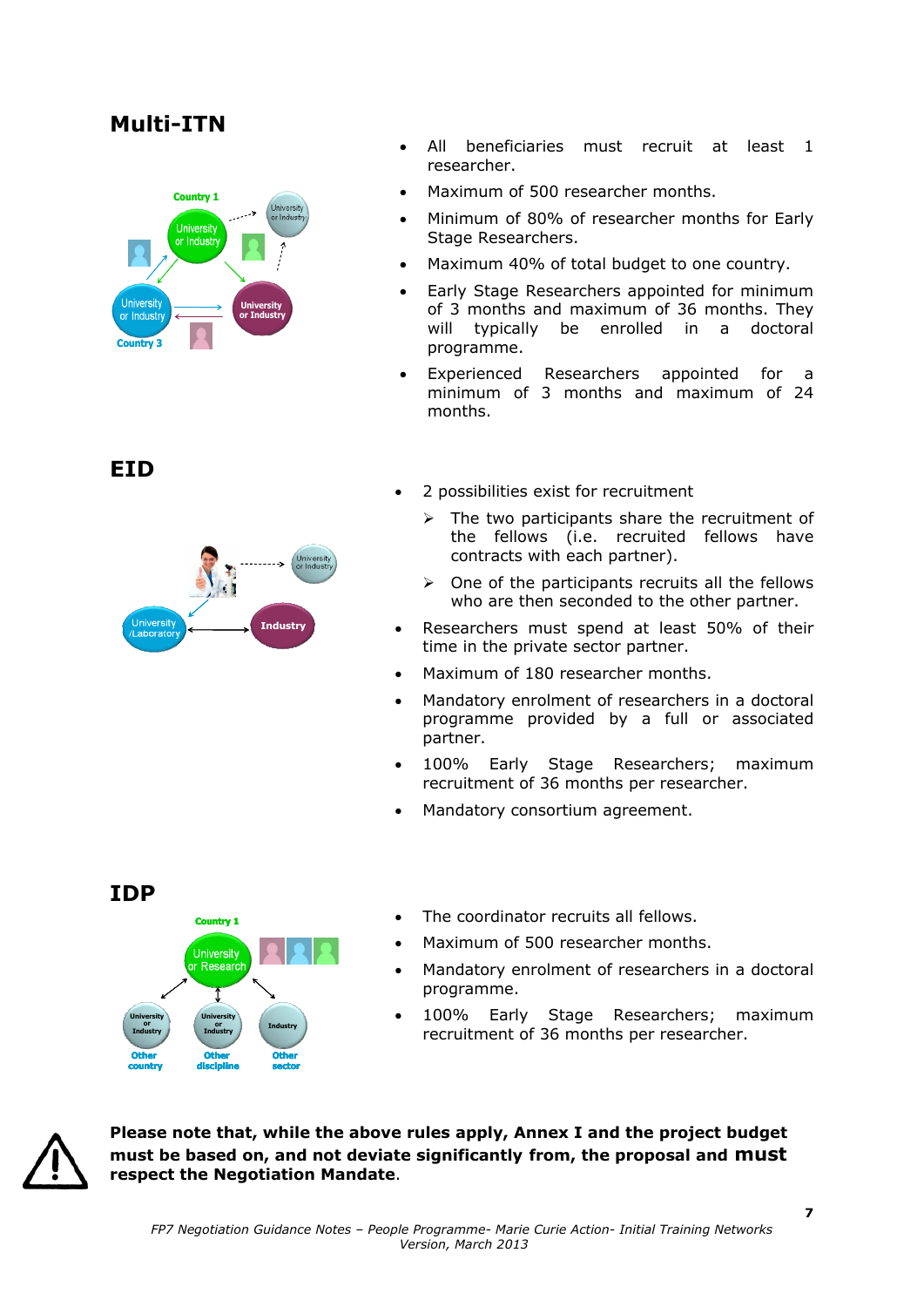## Multi-ITN

- All beneficiaries must recruit at least 1 researcher.
- Maximum of 500 researcher months.
- Minimum of 80% of researcher months for Early Stage Researchers.
- Maximum 40% of total budget to one country.
- Early Stage Researchers appointed for minimum of 3 months and maximum of 36 months. They will typically be enrolled in a doctoral programme.
- Experienced Researchers appointed for a minimum of 3 months and maximum of 24 months.

## EID

- 2 possibilities exist for recruitment
  - The two participants share the recruitment of the fellows (i.e. recruited fellows have contracts with each partner).
  - One of the participants recruits all the fellows who are then seconded to the other partner.
- Researchers must spend at least 50% of their time in the private sector partner.
- Maximum of 180 researcher months.
- Mandatory enrolment of researchers in a doctoral programme provided by a full or associated partner.
- 100% Early Stage Researchers; maximum recruitment of 36 months per researcher.
- Mandatory consortium agreement.

## IDP

- The coordinator recruits all fellows.
- Maximum of 500 researcher months.
- Mandatory enrolment of researchers in a doctoral programme.
- 100% Early Stage Researchers; maximum recruitment of 36 months per researcher.

**Please note that, while the above rules apply, Annex I and the project budget must be based on, and not deviate significantly from, the proposal and must respect the Negotiation Mandate**.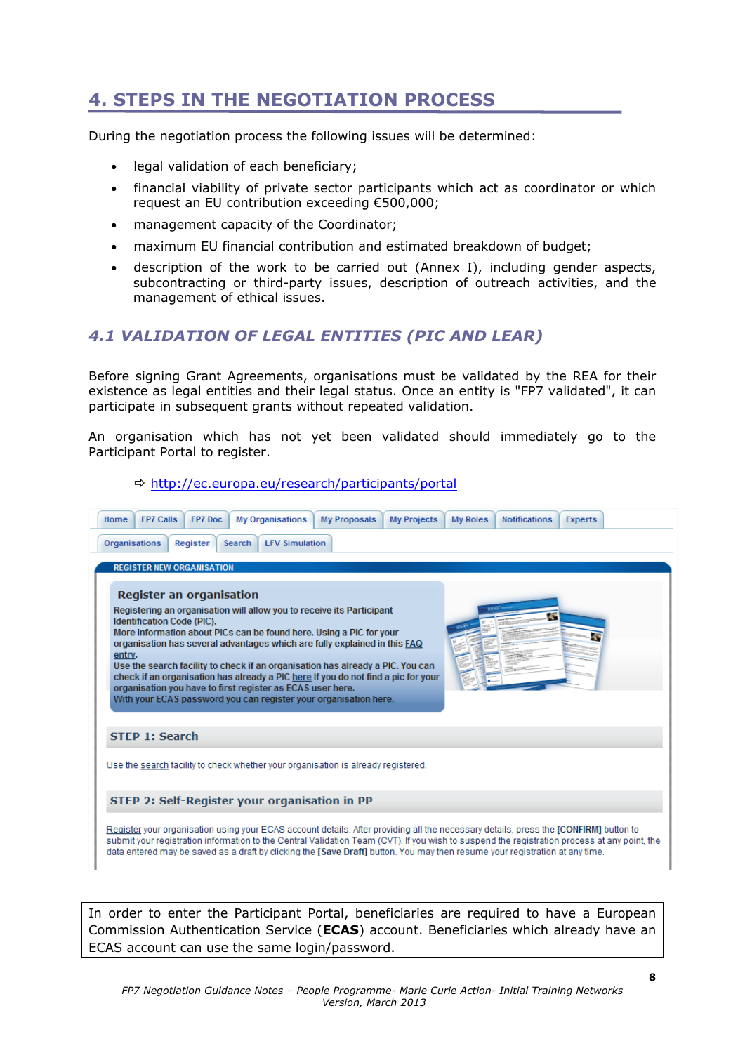# 4. STEPS IN THE NEGOTIATION PROCESS

During the negotiation process the following issues will be determined:

- legal validation of each beneficiary;
- financial viability of private sector participants which act as coordinator or which request an EU contribution exceeding €500,000;
- management capacity of the Coordinator;
- maximum EU financial contribution and estimated breakdown of budget;
- description of the work to be carried out (Annex I), including gender aspects, subcontracting or third-party issues, description of outreach activities, and the management of ethical issues.

## *4.1 VALIDATION OF LEGAL ENTITIES (PIC AND LEAR)*

Before signing Grant Agreements, organisations must be validated by the REA for their existence as legal entities and their legal status. Once an entity is "FP7 validated", it can participate in subsequent grants without repeated validation.

An organisation which has not yet been validated should immediately go to the Participant Portal to register.

⇨ http://ec.europa.eu/research/participants/portal

Home | FP7 Calls | FP7 Doc | My Organisations | My Proposals | My Projects | My Roles | Notifications | Experts

Organisations | Register | Search | LFV Simulation

REGISTER NEW ORGANISATION

**Register an organisation**

Registering an organisation will allow you to receive its Participant Identification Code (PIC).
More information about PICs can be found here. Using a PIC for your organisation has several advantages which are fully explained in this FAQ entry.
Use the search facility to check if an organisation has already a PIC. You can check if an organisation has already a PIC here If you do not find a pic for your organisation you have to first register as ECAS user here.
With your ECAS password you can register your organisation here.

**STEP 1: Search**

Use the search facility to check whether your organisation is already registered.

**STEP 2: Self-Register your organisation in PP**

Register your organisation using your ECAS account details. After providing all the necessary details, press the **[CONFIRM]** button to submit your registration information to the Central Validation Team (CVT). If you wish to suspend the registration process at any point, the data entered may be saved as a draft by clicking the **[Save Draft]** button. You may then resume your registration at any time.

In order to enter the Participant Portal, beneficiaries are required to have a European Commission Authentication Service (**ECAS**) account. Beneficiaries which already have an ECAS account can use the same login/password.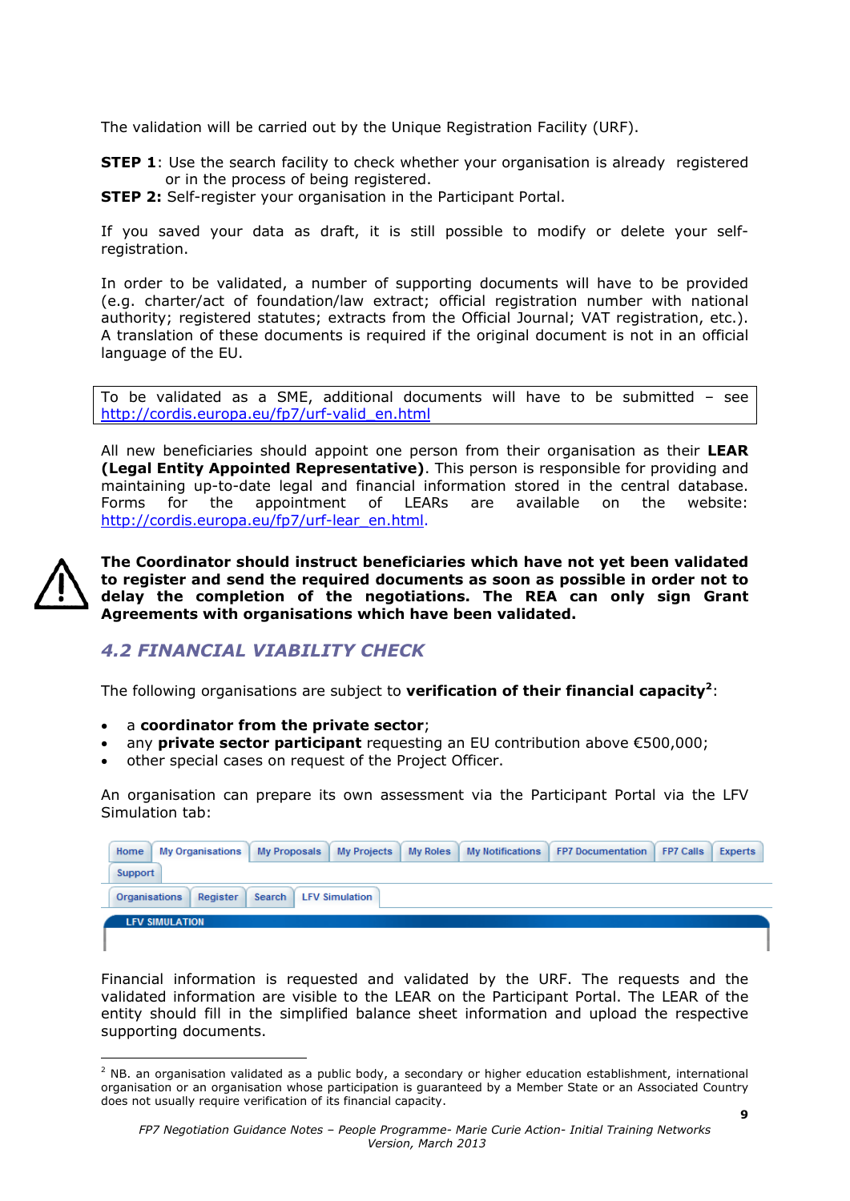The validation will be carried out by the Unique Registration Facility (URF).

**STEP 1**: Use the search facility to check whether your organisation is already registered or in the process of being registered.
**STEP 2:** Self-register your organisation in the Participant Portal.

If you saved your data as draft, it is still possible to modify or delete your self-registration.

In order to be validated, a number of supporting documents will have to be provided (e.g. charter/act of foundation/law extract; official registration number with national authority; registered statutes; extracts from the Official Journal; VAT registration, etc.). A translation of these documents is required if the original document is not in an official language of the EU.

> To be validated as a SME, additional documents will have to be submitted – see http://cordis.europa.eu/fp7/urf-valid_en.html

All new beneficiaries should appoint one person from their organisation as their **LEAR (Legal Entity Appointed Representative)**. This person is responsible for providing and maintaining up-to-date legal and financial information stored in the central database. Forms for the appointment of LEARs are available on the website: http://cordis.europa.eu/fp7/urf-lear_en.html.

**The Coordinator should instruct beneficiaries which have not yet been validated to register and send the required documents as soon as possible in order not to delay the completion of the negotiations. The REA can only sign Grant Agreements with organisations which have been validated.**

## *4.2 FINANCIAL VIABILITY CHECK*

The following organisations are subject to **verification of their financial capacity**[2]:

- a **coordinator from the private sector**;
- any **private sector participant** requesting an EU contribution above €500,000;
- other special cases on request of the Project Officer.

An organisation can prepare its own assessment via the Participant Portal via the LFV Simulation tab:

Home | My Organisations | My Proposals | My Projects | My Roles | My Notifications | FP7 Documentation | FP7 Calls | Experts | Support

Organisations | Register | Search | LFV Simulation

LFV SIMULATION

Financial information is requested and validated by the URF. The requests and the validated information are visible to the LEAR on the Participant Portal. The LEAR of the entity should fill in the simplified balance sheet information and upload the respective supporting documents.

---

[2] NB. an organisation validated as a public body, a secondary or higher education establishment, international organisation or an organisation whose participation is guaranteed by a Member State or an Associated Country does not usually require verification of its financial capacity.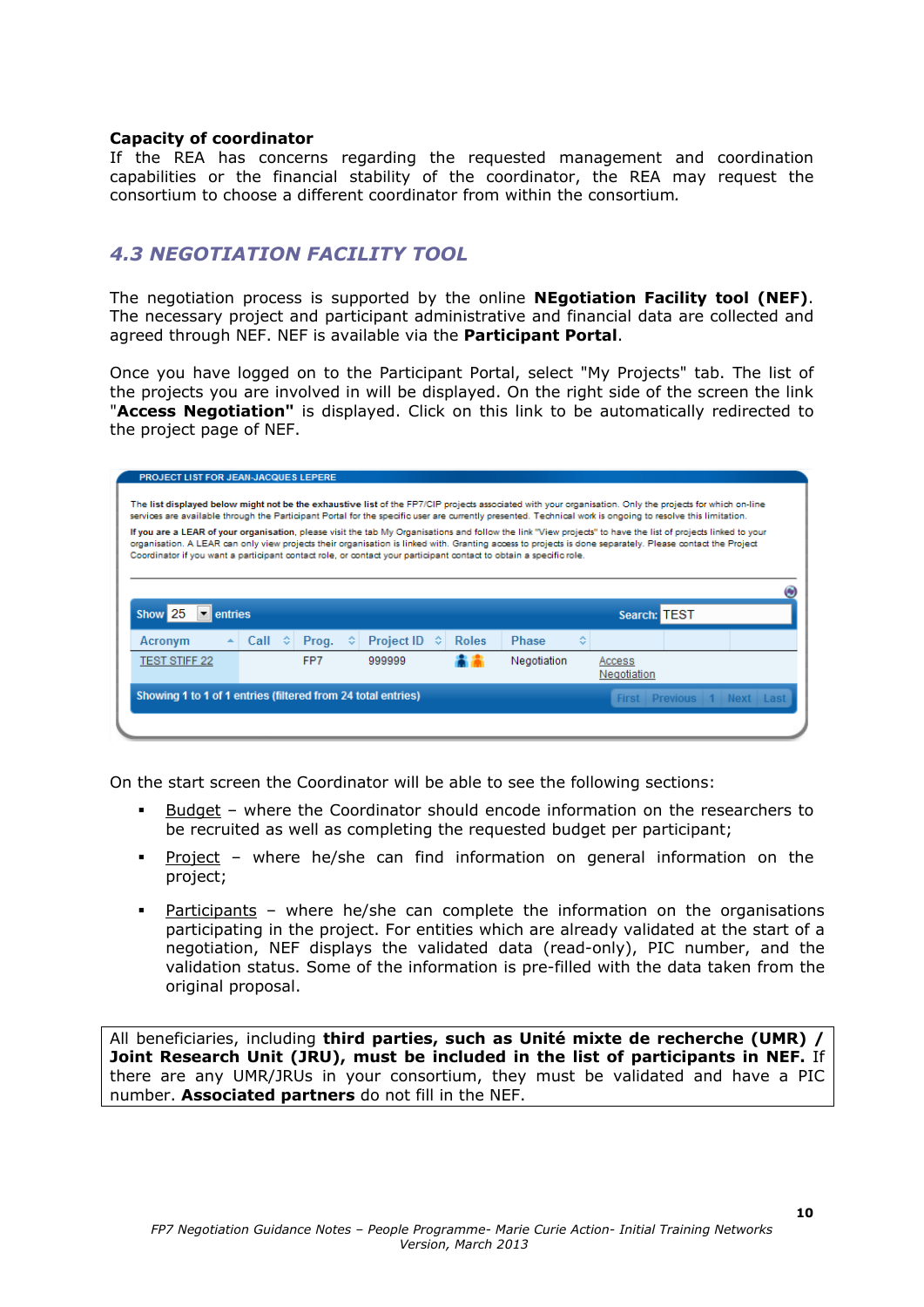**Capacity of coordinator**
If the REA has concerns regarding the requested management and coordination capabilities or the financial stability of the coordinator, the REA may request the consortium to choose a different coordinator from within the consortium.

## *4.3 NEGOTIATION FACILITY TOOL*

The negotiation process is supported by the online **NEgotiation Facility tool (NEF)**. The necessary project and participant administrative and financial data are collected and agreed through NEF. NEF is available via the **Participant Portal**.

Once you have logged on to the Participant Portal, select "My Projects" tab. The list of the projects you are involved in will be displayed. On the right side of the screen the link "**Access Negotiation"** is displayed. Click on this link to be automatically redirected to the project page of NEF.

PROJECT LIST FOR JEAN-JACQUES LEPERE

**The list displayed below might not be the exhaustive list** of the FP7/CIP projects associated with your organisation. Only the projects for which on-line services are available through the Participant Portal for the specific user are currently presented. Technical work is ongoing to resolve this limitation.

**If you are a LEAR of your organisation**, please visit the tab My Organisations and follow the link "View projects" to have the list of projects linked to your organisation. A LEAR can only view projects their organisation is linked with. Granting access to projects is done separately. Please contact the Project Coordinator if you want a participant contact role, or contact your participant contact to obtain a specific role.

Show 25 entries                Search: TEST

| Acronym | Call | Prog. | Project ID | Roles | Phase | |
|---|---|---|---|---|---|---|
| TEST STIFF 22 | | FP7 | 999999 | | Negotiation | Access Negotiation |

Showing 1 to 1 of 1 entries (filtered from 24 total entries)    First Previous 1 Next Last

On the start screen the Coordinator will be able to see the following sections:

- Budget – where the Coordinator should encode information on the researchers to be recruited as well as completing the requested budget per participant;
- Project – where he/she can find information on general information on the project;
- Participants – where he/she can complete the information on the organisations participating in the project. For entities which are already validated at the start of a negotiation, NEF displays the validated data (read-only), PIC number, and the validation status. Some of the information is pre-filled with the data taken from the original proposal.

All beneficiaries, including **third parties, such as Unité mixte de recherche (UMR) / Joint Research Unit (JRU), must be included in the list of participants in NEF.** If there are any UMR/JRUs in your consortium, they must be validated and have a PIC number. **Associated partners** do not fill in the NEF.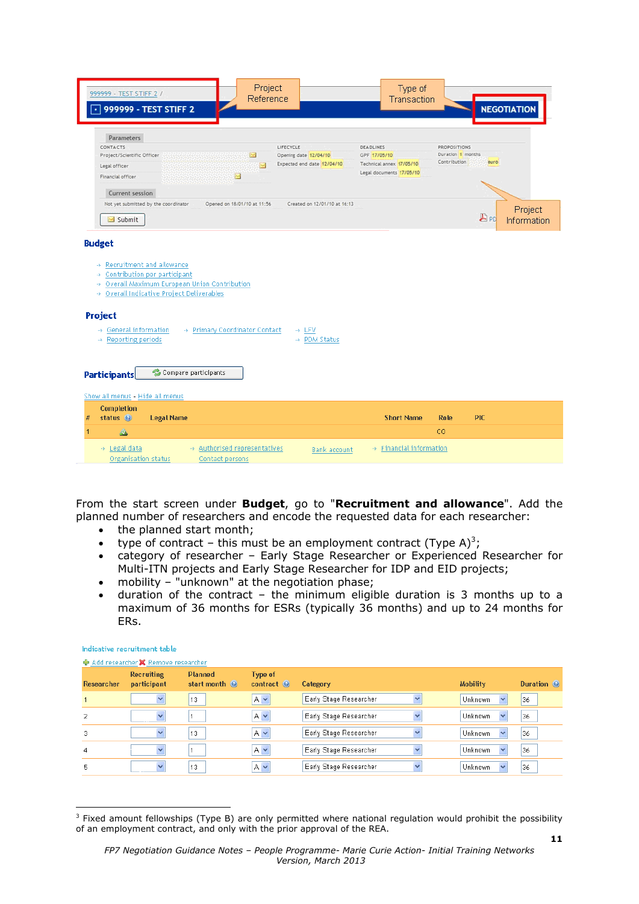999999 - TEST STIFF 2 /

999999 - TEST STIFF 2 — Project Reference — Type of Transaction — NEGOTIATION

Parameters

CONTACTS: Project/Scientific Officer; Legal officer; Financial officer

LIFECYCLE: Opening date 12/04/10; Expected end date 12/04/10

DEADLINES: GPF 17/05/10; Technical annex 17/05/10; Legal documents 17/05/10

PROPOSITIONS: Duration 1 months; Contribution euro

Current session

Not yet submitted by the coordinator — Opened on 18/01/10 at 11:56 — Created on 12/01/10 at 16:13

Submit

Project Information

**Budget**

- Recruitment and allowance
- Contribution per participant
- Overall Maximum European Union Contribution
- Overall Indicative Project Deliverables

**Project**

- General information
- Reporting periods
- Primary Coordinator Contact
- LEV
- PDM Status

**Participants** Compare participants

Show all menus - Hide all menus

| # | Completion status | Legal Name | Short Name | Role | PIC |
|---|---|---|---|---|---|
| 1 | | | | CO | |

Legal data · Organisation status · Authorised representatives · Contact persons · Bank account · Financial information

From the start screen under **Budget**, go to "**Recruitment and allowance**". Add the planned number of researchers and encode the requested data for each researcher:

- the planned start month;
- type of contract – this must be an employment contract (Type A)[3];
- category of researcher – Early Stage Researcher or Experienced Researcher for Multi-ITN projects and Early Stage Researcher for IDP and EID projects;
- mobility – "unknown" at the negotiation phase;
- duration of the contract – the minimum eligible duration is 3 months up to a maximum of 36 months for ESRs (typically 36 months) and up to 24 months for ERs.

Indicative recruitment table

Add researcher · Remove researcher

| Researcher | Recruiting participant | Planned start month | Type of contract | Category | Mobility | Duration |
|---|---|---|---|---|---|---|
| 1 | | 13 | A | Early Stage Researcher | Unknown | 36 |
| 2 | | 1 | A | Early Stage Researcher | Unknown | 36 |
| 3 | | 13 | A | Early Stage Researcher | Unknown | 36 |
| 4 | | 1 | A | Early Stage Researcher | Unknown | 36 |
| 5 | | 13 | A | Early Stage Researcher | Unknown | 36 |

[3] Fixed amount fellowships (Type B) are only permitted where national regulation would prohibit the possibility of an employment contract, and only with the prior approval of the REA.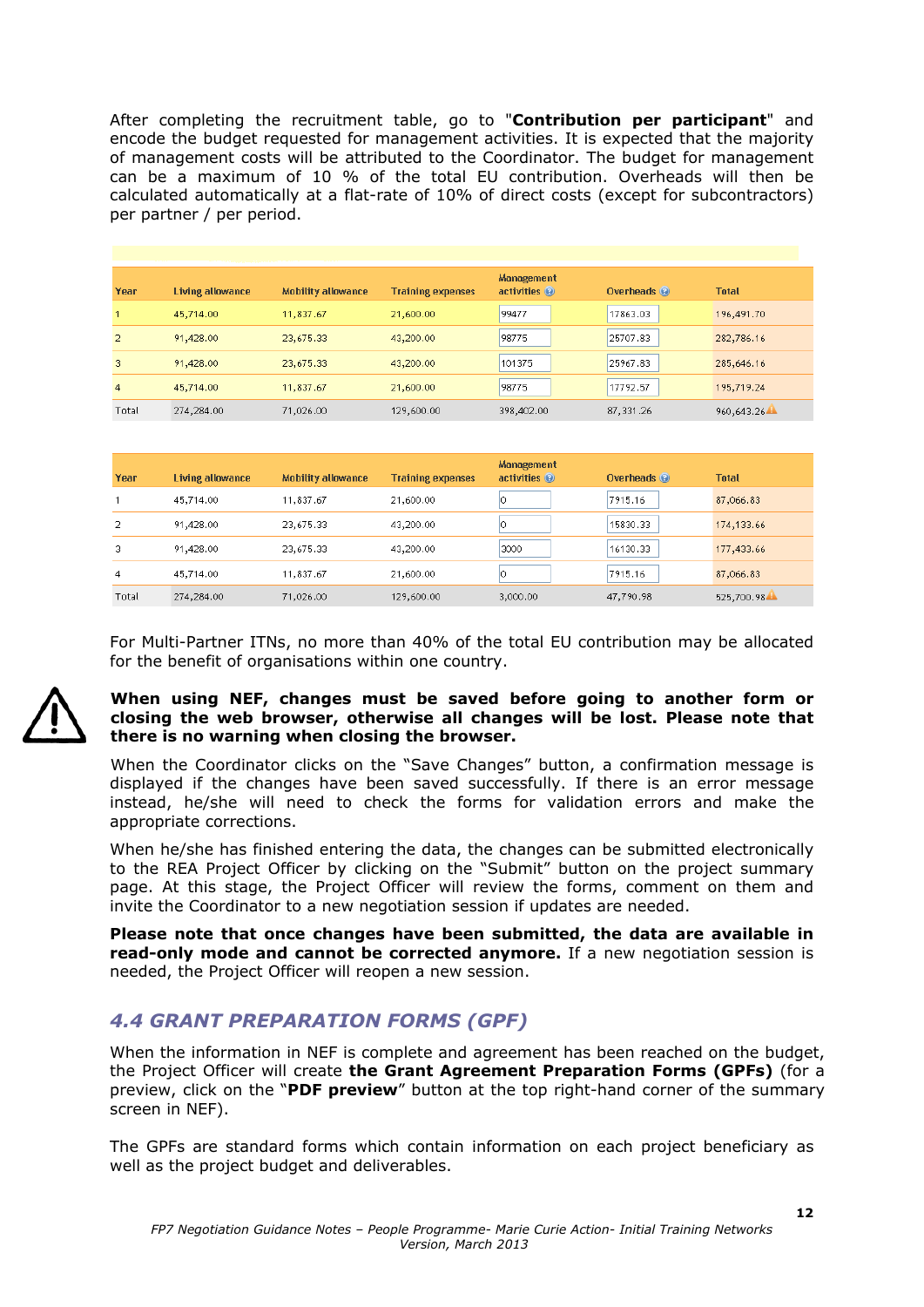After completing the recruitment table, go to "**Contribution per participant**" and encode the budget requested for management activities. It is expected that the majority of management costs will be attributed to the Coordinator. The budget for management can be a maximum of 10 % of the total EU contribution. Overheads will then be calculated automatically at a flat-rate of 10% of direct costs (except for subcontractors) per partner / per period.

| Year | Living allowance | Mobility allowance | Training expenses | Management activities | Overheads | Total |
|---|---|---|---|---|---|---|
| 1 | 45,714.00 | 11,837.67 | 21,600.00 | 99477 | 17863.03 | 196,491.70 |
| 2 | 91,428.00 | 23,675.33 | 43,200.00 | 98775 | 25707.83 | 282,786.16 |
| 3 | 91,428.00 | 23,675.33 | 43,200.00 | 101375 | 25967.83 | 285,646.16 |
| 4 | 45,714.00 | 11,837.67 | 21,600.00 | 98775 | 17792.57 | 195,719.24 |
| Total | 274,284.00 | 71,026.00 | 129,600.00 | 398,402.00 | 87,331.26 | 960,643.26 |

| Year | Living allowance | Mobility allowance | Training expenses | Management activities | Overheads | Total |
|---|---|---|---|---|---|---|
| 1 | 45,714.00 | 11,837.67 | 21,600.00 | 0 | 7915.16 | 87,066.83 |
| 2 | 91,428.00 | 23,675.33 | 43,200.00 | 0 | 15830.33 | 174,133.66 |
| 3 | 91,428.00 | 23,675.33 | 43,200.00 | 3000 | 16130.33 | 177,433.66 |
| 4 | 45,714.00 | 11,837.67 | 21,600.00 | 0 | 7915.16 | 87,066.83 |
| Total | 274,284.00 | 71,026.00 | 129,600.00 | 3,000.00 | 47,790.98 | 525,700.98 |

For Multi-Partner ITNs, no more than 40% of the total EU contribution may be allocated for the benefit of organisations within one country.

**When using NEF, changes must be saved before going to another form or closing the web browser, otherwise all changes will be lost. Please note that there is no warning when closing the browser.**

When the Coordinator clicks on the "Save Changes" button, a confirmation message is displayed if the changes have been saved successfully. If there is an error message instead, he/she will need to check the forms for validation errors and make the appropriate corrections.

When he/she has finished entering the data, the changes can be submitted electronically to the REA Project Officer by clicking on the "Submit" button on the project summary page. At this stage, the Project Officer will review the forms, comment on them and invite the Coordinator to a new negotiation session if updates are needed.

**Please note that once changes have been submitted, the data are available in read-only mode and cannot be corrected anymore.** If a new negotiation session is needed, the Project Officer will reopen a new session.

## *4.4 GRANT PREPARATION FORMS (GPF)*

When the information in NEF is complete and agreement has been reached on the budget, the Project Officer will create **the Grant Agreement Preparation Forms (GPFs)** (for a preview, click on the "**PDF preview**" button at the top right-hand corner of the summary screen in NEF).

The GPFs are standard forms which contain information on each project beneficiary as well as the project budget and deliverables.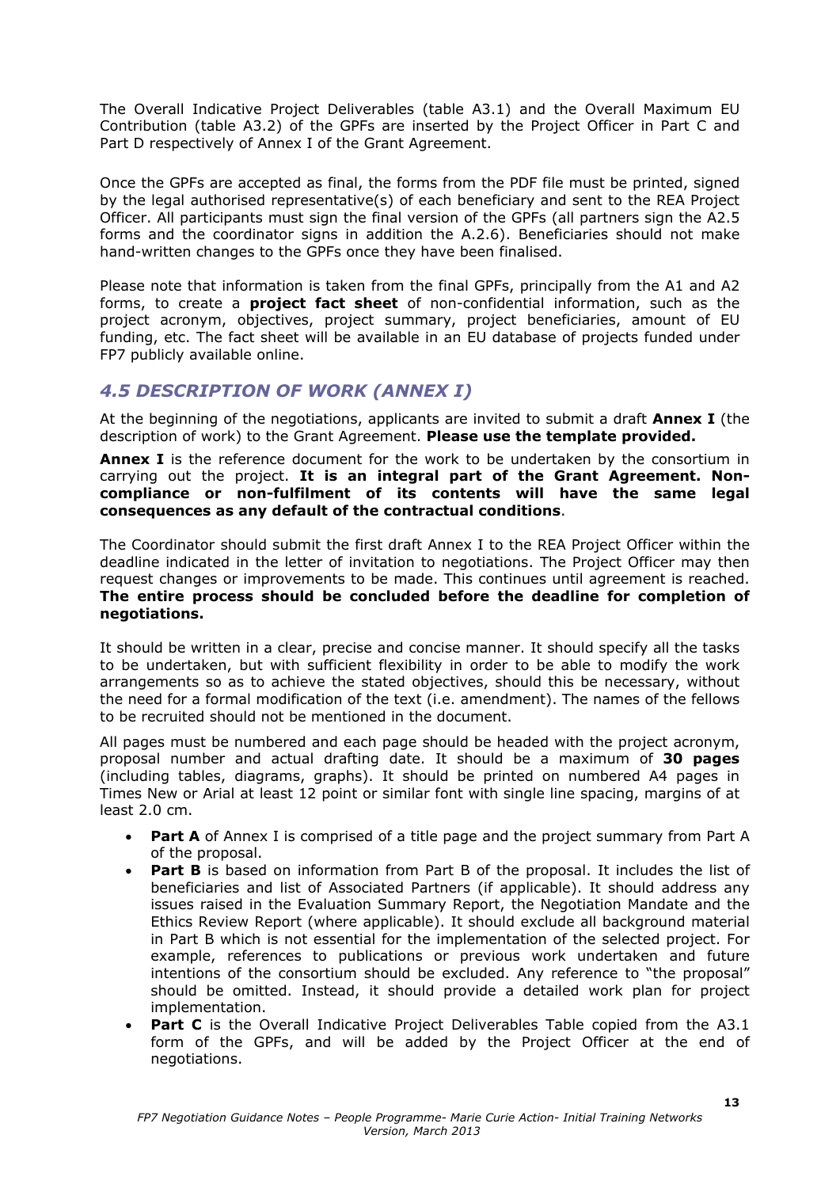The Overall Indicative Project Deliverables (table A3.1) and the Overall Maximum EU Contribution (table A3.2) of the GPFs are inserted by the Project Officer in Part C and Part D respectively of Annex I of the Grant Agreement.

Once the GPFs are accepted as final, the forms from the PDF file must be printed, signed by the legal authorised representative(s) of each beneficiary and sent to the REA Project Officer. All participants must sign the final version of the GPFs (all partners sign the A2.5 forms and the coordinator signs in addition the A.2.6). Beneficiaries should not make hand-written changes to the GPFs once they have been finalised.

Please note that information is taken from the final GPFs, principally from the A1 and A2 forms, to create a **project fact sheet** of non-confidential information, such as the project acronym, objectives, project summary, project beneficiaries, amount of EU funding, etc. The fact sheet will be available in an EU database of projects funded under FP7 publicly available online.

## *4.5 DESCRIPTION OF WORK (ANNEX I)*

At the beginning of the negotiations, applicants are invited to submit a draft **Annex I** (the description of work) to the Grant Agreement. **Please use the template provided.**

**Annex I** is the reference document for the work to be undertaken by the consortium in carrying out the project. **It is an integral part of the Grant Agreement. Non-compliance or non-fulfilment of its contents will have the same legal consequences as any default of the contractual conditions**.

The Coordinator should submit the first draft Annex I to the REA Project Officer within the deadline indicated in the letter of invitation to negotiations. The Project Officer may then request changes or improvements to be made. This continues until agreement is reached. **The entire process should be concluded before the deadline for completion of negotiations.**

It should be written in a clear, precise and concise manner. It should specify all the tasks to be undertaken, but with sufficient flexibility in order to be able to modify the work arrangements so as to achieve the stated objectives, should this be necessary, without the need for a formal modification of the text (i.e. amendment). The names of the fellows to be recruited should not be mentioned in the document.

All pages must be numbered and each page should be headed with the project acronym, proposal number and actual drafting date. It should be a maximum of **30 pages** (including tables, diagrams, graphs). It should be printed on numbered A4 pages in Times New or Arial at least 12 point or similar font with single line spacing, margins of at least 2.0 cm.

- **Part A** of Annex I is comprised of a title page and the project summary from Part A of the proposal.
- **Part B** is based on information from Part B of the proposal. It includes the list of beneficiaries and list of Associated Partners (if applicable). It should address any issues raised in the Evaluation Summary Report, the Negotiation Mandate and the Ethics Review Report (where applicable). It should exclude all background material in Part B which is not essential for the implementation of the selected project. For example, references to publications or previous work undertaken and future intentions of the consortium should be excluded. Any reference to "the proposal" should be omitted. Instead, it should provide a detailed work plan for project implementation.
- **Part C** is the Overall Indicative Project Deliverables Table copied from the A3.1 form of the GPFs, and will be added by the Project Officer at the end of negotiations.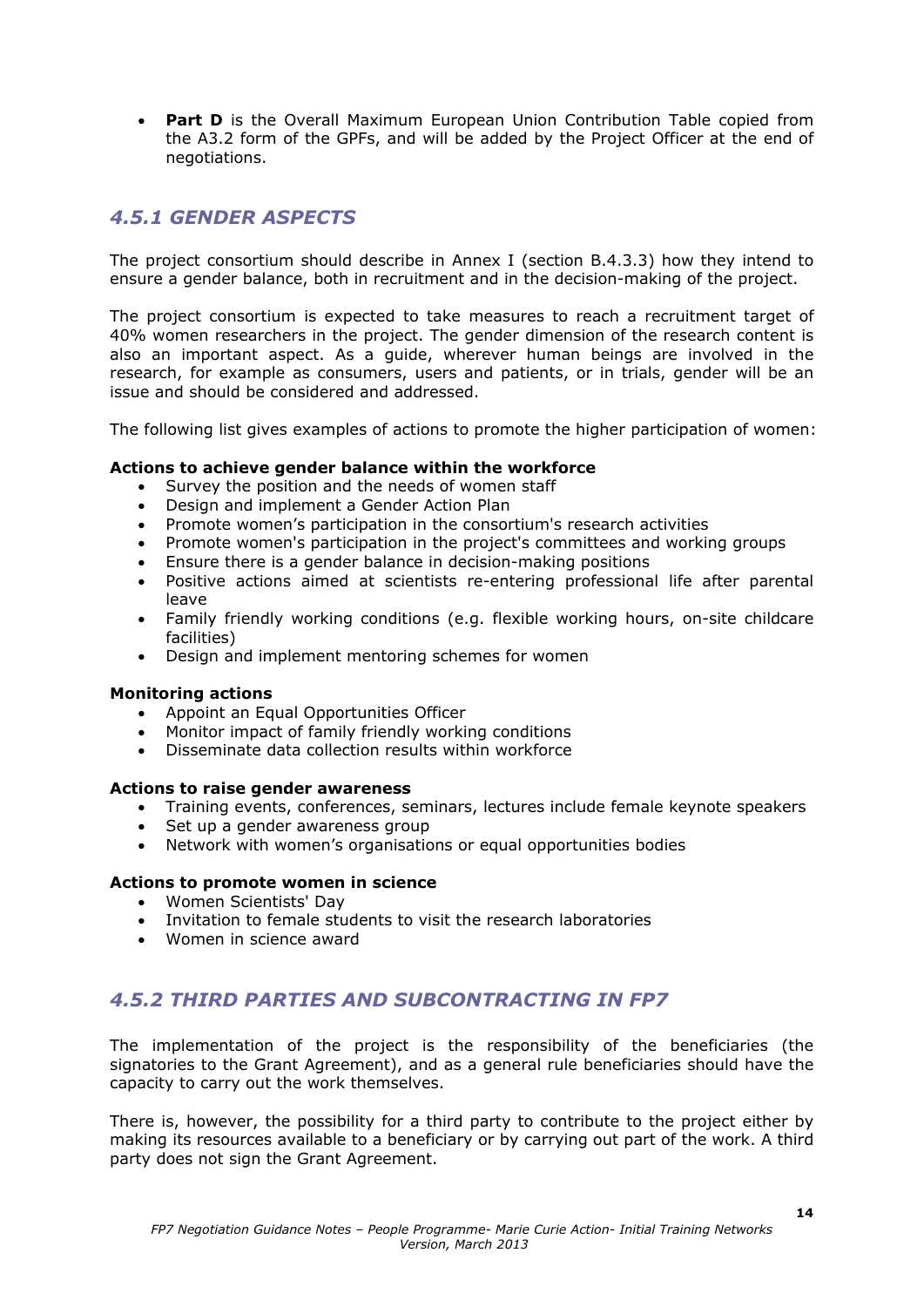- **Part D** is the Overall Maximum European Union Contribution Table copied from the A3.2 form of the GPFs, and will be added by the Project Officer at the end of negotiations.

### *4.5.1 GENDER ASPECTS*

The project consortium should describe in Annex I (section B.4.3.3) how they intend to ensure a gender balance, both in recruitment and in the decision-making of the project.

The project consortium is expected to take measures to reach a recruitment target of 40% women researchers in the project. The gender dimension of the research content is also an important aspect. As a guide, wherever human beings are involved in the research, for example as consumers, users and patients, or in trials, gender will be an issue and should be considered and addressed.

The following list gives examples of actions to promote the higher participation of women:

**Actions to achieve gender balance within the workforce**

- Survey the position and the needs of women staff
- Design and implement a Gender Action Plan
- Promote women's participation in the consortium's research activities
- Promote women's participation in the project's committees and working groups
- Ensure there is a gender balance in decision-making positions
- Positive actions aimed at scientists re-entering professional life after parental leave
- Family friendly working conditions (e.g. flexible working hours, on-site childcare facilities)
- Design and implement mentoring schemes for women

**Monitoring actions**

- Appoint an Equal Opportunities Officer
- Monitor impact of family friendly working conditions
- Disseminate data collection results within workforce

**Actions to raise gender awareness**

- Training events, conferences, seminars, lectures include female keynote speakers
- Set up a gender awareness group
- Network with women's organisations or equal opportunities bodies

**Actions to promote women in science**

- Women Scientists' Day
- Invitation to female students to visit the research laboratories
- Women in science award

### *4.5.2 THIRD PARTIES AND SUBCONTRACTING IN FP7*

The implementation of the project is the responsibility of the beneficiaries (the signatories to the Grant Agreement), and as a general rule beneficiaries should have the capacity to carry out the work themselves.

There is, however, the possibility for a third party to contribute to the project either by making its resources available to a beneficiary or by carrying out part of the work. A third party does not sign the Grant Agreement.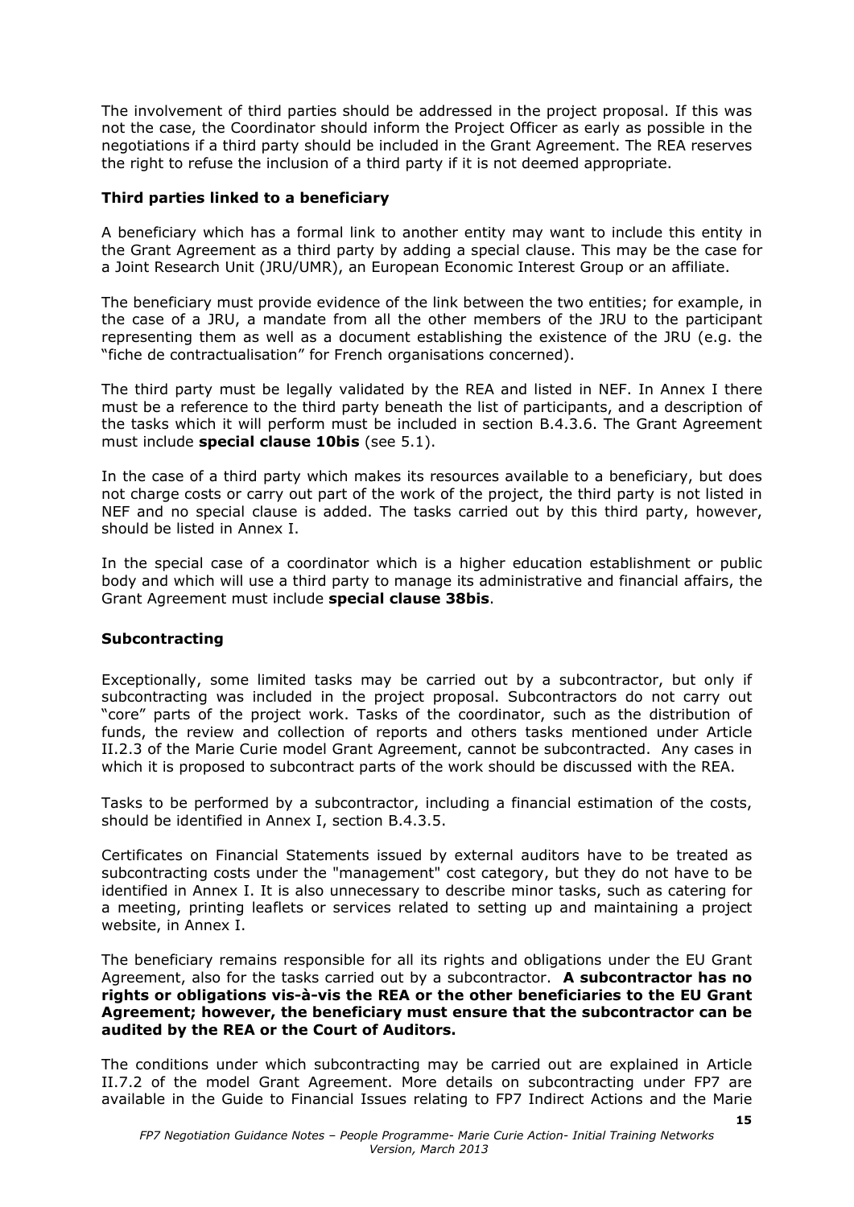The involvement of third parties should be addressed in the project proposal. If this was not the case, the Coordinator should inform the Project Officer as early as possible in the negotiations if a third party should be included in the Grant Agreement. The REA reserves the right to refuse the inclusion of a third party if it is not deemed appropriate.

### Third parties linked to a beneficiary

A beneficiary which has a formal link to another entity may want to include this entity in the Grant Agreement as a third party by adding a special clause. This may be the case for a Joint Research Unit (JRU/UMR), an European Economic Interest Group or an affiliate.

The beneficiary must provide evidence of the link between the two entities; for example, in the case of a JRU, a mandate from all the other members of the JRU to the participant representing them as well as a document establishing the existence of the JRU (e.g. the "fiche de contractualisation" for French organisations concerned).

The third party must be legally validated by the REA and listed in NEF. In Annex I there must be a reference to the third party beneath the list of participants, and a description of the tasks which it will perform must be included in section B.4.3.6. The Grant Agreement must include **special clause 10bis** (see 5.1).

In the case of a third party which makes its resources available to a beneficiary, but does not charge costs or carry out part of the work of the project, the third party is not listed in NEF and no special clause is added. The tasks carried out by this third party, however, should be listed in Annex I.

In the special case of a coordinator which is a higher education establishment or public body and which will use a third party to manage its administrative and financial affairs, the Grant Agreement must include **special clause 38bis**.

### Subcontracting

Exceptionally, some limited tasks may be carried out by a subcontractor, but only if subcontracting was included in the project proposal. Subcontractors do not carry out "core" parts of the project work. Tasks of the coordinator, such as the distribution of funds, the review and collection of reports and others tasks mentioned under Article II.2.3 of the Marie Curie model Grant Agreement, cannot be subcontracted. Any cases in which it is proposed to subcontract parts of the work should be discussed with the REA.

Tasks to be performed by a subcontractor, including a financial estimation of the costs, should be identified in Annex I, section B.4.3.5.

Certificates on Financial Statements issued by external auditors have to be treated as subcontracting costs under the "management" cost category, but they do not have to be identified in Annex I. It is also unnecessary to describe minor tasks, such as catering for a meeting, printing leaflets or services related to setting up and maintaining a project website, in Annex I.

The beneficiary remains responsible for all its rights and obligations under the EU Grant Agreement, also for the tasks carried out by a subcontractor. **A subcontractor has no rights or obligations vis-à-vis the REA or the other beneficiaries to the EU Grant Agreement; however, the beneficiary must ensure that the subcontractor can be audited by the REA or the Court of Auditors.**

The conditions under which subcontracting may be carried out are explained in Article II.7.2 of the model Grant Agreement. More details on subcontracting under FP7 are available in the Guide to Financial Issues relating to FP7 Indirect Actions and the Marie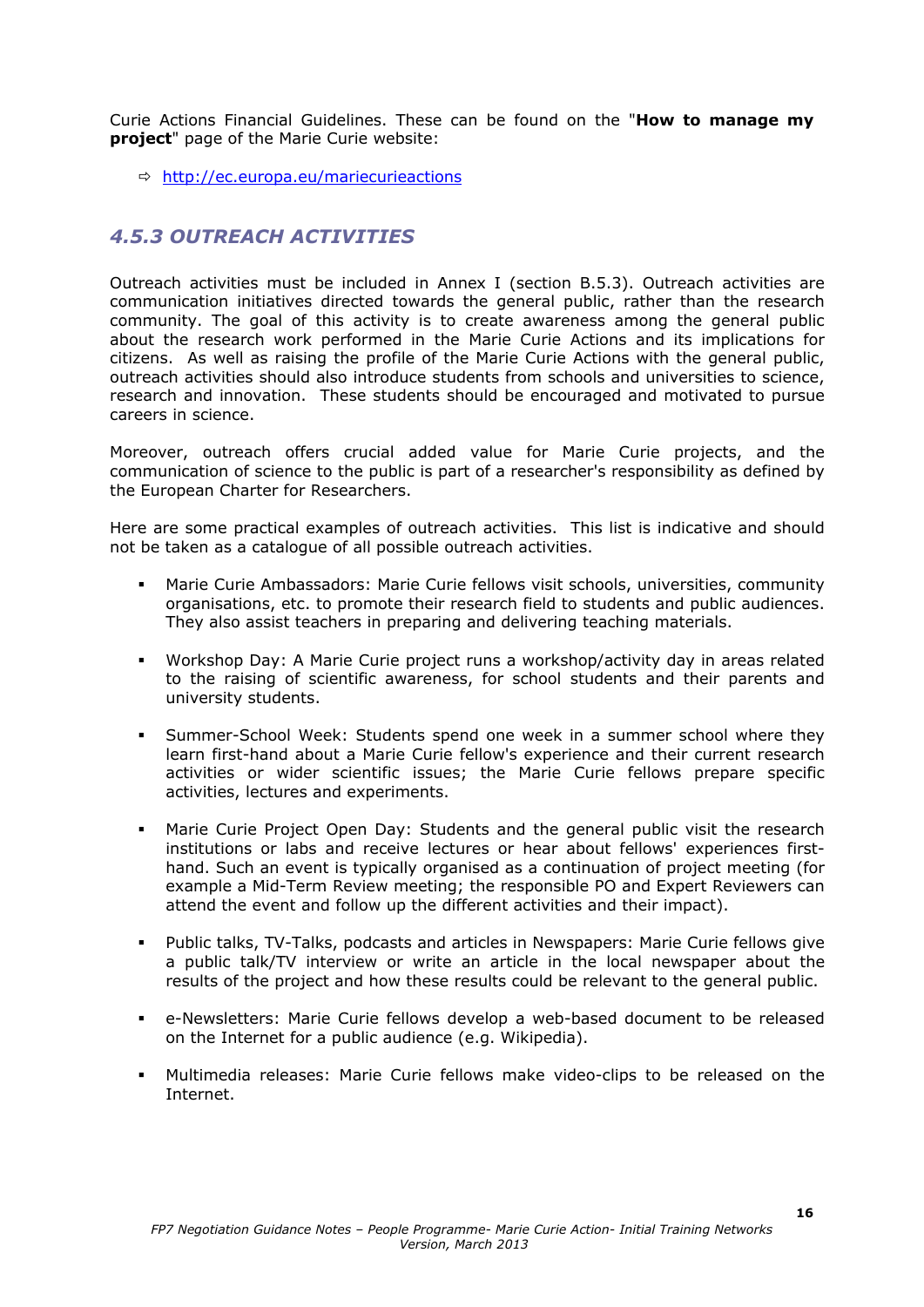Curie Actions Financial Guidelines. These can be found on the "**How to manage my project**" page of the Marie Curie website:

- ⇨ http://ec.europa.eu/mariecurieactions

### *4.5.3 OUTREACH ACTIVITIES*

Outreach activities must be included in Annex I (section B.5.3). Outreach activities are communication initiatives directed towards the general public, rather than the research community. The goal of this activity is to create awareness among the general public about the research work performed in the Marie Curie Actions and its implications for citizens. As well as raising the profile of the Marie Curie Actions with the general public, outreach activities should also introduce students from schools and universities to science, research and innovation. These students should be encouraged and motivated to pursue careers in science.

Moreover, outreach offers crucial added value for Marie Curie projects, and the communication of science to the public is part of a researcher's responsibility as defined by the European Charter for Researchers.

Here are some practical examples of outreach activities. This list is indicative and should not be taken as a catalogue of all possible outreach activities.

- Marie Curie Ambassadors: Marie Curie fellows visit schools, universities, community organisations, etc. to promote their research field to students and public audiences. They also assist teachers in preparing and delivering teaching materials.
- Workshop Day: A Marie Curie project runs a workshop/activity day in areas related to the raising of scientific awareness, for school students and their parents and university students.
- Summer-School Week: Students spend one week in a summer school where they learn first-hand about a Marie Curie fellow's experience and their current research activities or wider scientific issues; the Marie Curie fellows prepare specific activities, lectures and experiments.
- Marie Curie Project Open Day: Students and the general public visit the research institutions or labs and receive lectures or hear about fellows' experiences first-hand. Such an event is typically organised as a continuation of project meeting (for example a Mid-Term Review meeting; the responsible PO and Expert Reviewers can attend the event and follow up the different activities and their impact).
- Public talks, TV-Talks, podcasts and articles in Newspapers: Marie Curie fellows give a public talk/TV interview or write an article in the local newspaper about the results of the project and how these results could be relevant to the general public.
- e-Newsletters: Marie Curie fellows develop a web-based document to be released on the Internet for a public audience (e.g. Wikipedia).
- Multimedia releases: Marie Curie fellows make video-clips to be released on the Internet.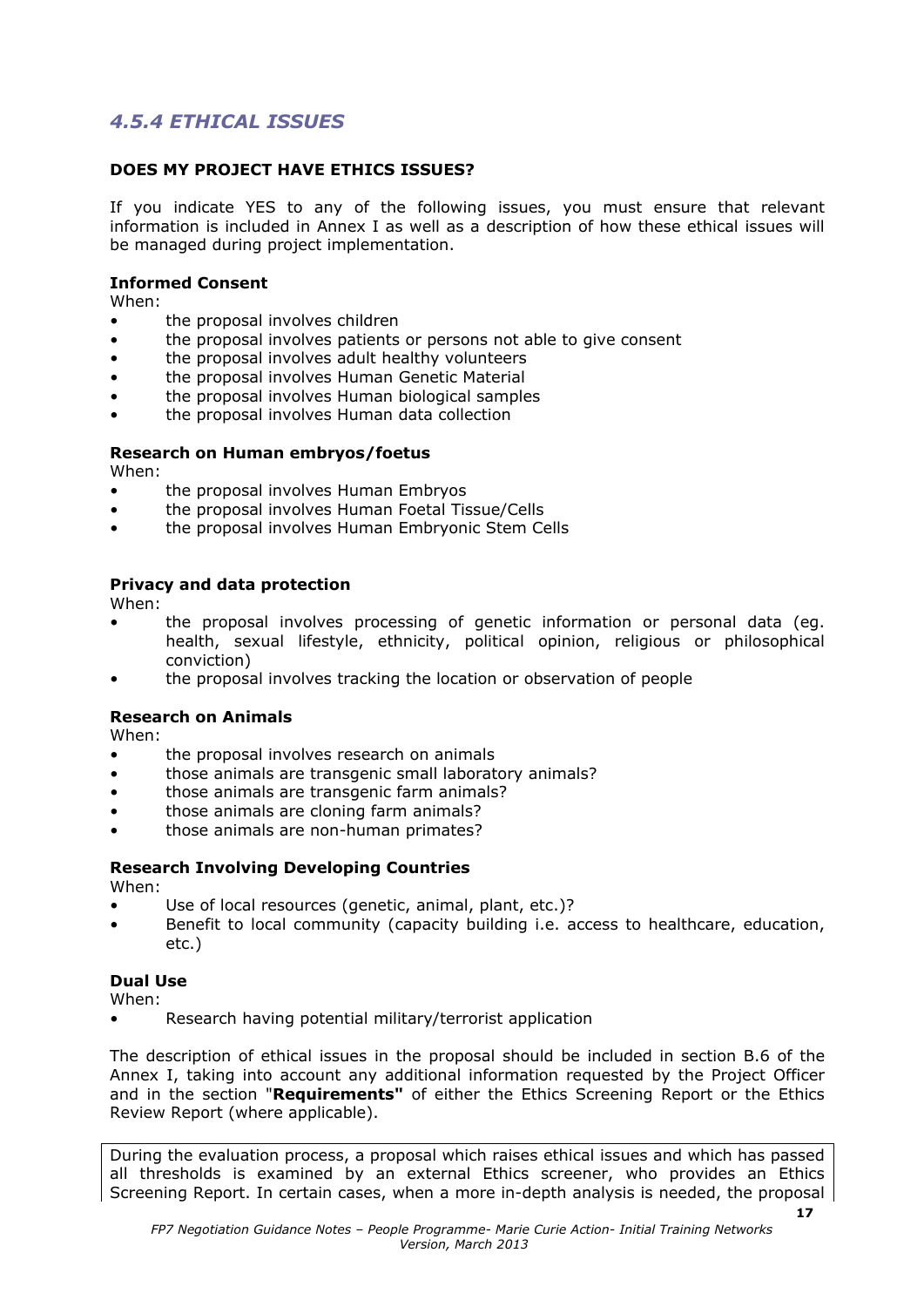## *4.5.4 ETHICAL ISSUES*

**DOES MY PROJECT HAVE ETHICS ISSUES?**

If you indicate YES to any of the following issues, you must ensure that relevant information is included in Annex I as well as a description of how these ethical issues will be managed during project implementation.

**Informed Consent**

When:

- the proposal involves children
- the proposal involves patients or persons not able to give consent
- the proposal involves adult healthy volunteers
- the proposal involves Human Genetic Material
- the proposal involves Human biological samples
- the proposal involves Human data collection

**Research on Human embryos/foetus**

When:

- the proposal involves Human Embryos
- the proposal involves Human Foetal Tissue/Cells
- the proposal involves Human Embryonic Stem Cells

**Privacy and data protection**

When:

- the proposal involves processing of genetic information or personal data (eg. health, sexual lifestyle, ethnicity, political opinion, religious or philosophical conviction)
- the proposal involves tracking the location or observation of people

**Research on Animals**

When:

- the proposal involves research on animals
- those animals are transgenic small laboratory animals?
- those animals are transgenic farm animals?
- those animals are cloning farm animals?
- those animals are non-human primates?

**Research Involving Developing Countries**

When:

- Use of local resources (genetic, animal, plant, etc.)?
- Benefit to local community (capacity building i.e. access to healthcare, education, etc.)

**Dual Use**

When:

- Research having potential military/terrorist application

The description of ethical issues in the proposal should be included in section B.6 of the Annex I, taking into account any additional information requested by the Project Officer and in the section "**Requirements"** of either the Ethics Screening Report or the Ethics Review Report (where applicable).

During the evaluation process, a proposal which raises ethical issues and which has passed all thresholds is examined by an external Ethics screener, who provides an Ethics Screening Report. In certain cases, when a more in-depth analysis is needed, the proposal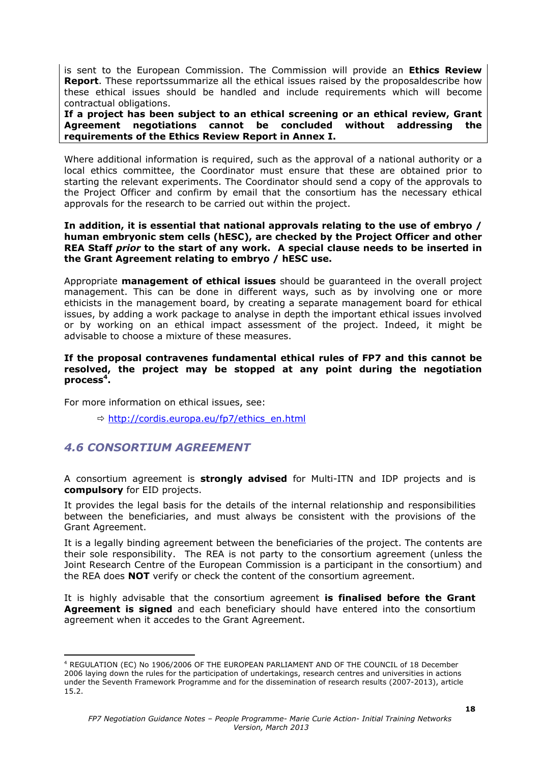is sent to the European Commission. The Commission will provide an **Ethics Review Report**. These reportssummarize all the ethical issues raised by the proposaldescribe how these ethical issues should be handled and include requirements which will become contractual obligations.
**If a project has been subject to an ethical screening or an ethical review, Grant Agreement negotiations cannot be concluded without addressing the requirements of the Ethics Review Report in Annex I.**

Where additional information is required, such as the approval of a national authority or a local ethics committee, the Coordinator must ensure that these are obtained prior to starting the relevant experiments. The Coordinator should send a copy of the approvals to the Project Officer and confirm by email that the consortium has the necessary ethical approvals for the research to be carried out within the project.

**In addition, it is essential that national approvals relating to the use of embryo / human embryonic stem cells (hESC), are checked by the Project Officer and other REA Staff *prior* to the start of any work. A special clause needs to be inserted in the Grant Agreement relating to embryo / hESC use.**

Appropriate **management of ethical issues** should be guaranteed in the overall project management. This can be done in different ways, such as by involving one or more ethicists in the management board, by creating a separate management board for ethical issues, by adding a work package to analyse in depth the important ethical issues involved or by working on an ethical impact assessment of the project. Indeed, it might be advisable to choose a mixture of these measures.

**If the proposal contravenes fundamental ethical rules of FP7 and this cannot be resolved, the project may be stopped at any point during the negotiation process[4].**

For more information on ethical issues, see:

⇨ http://cordis.europa.eu/fp7/ethics_en.html

## *4.6 CONSORTIUM AGREEMENT*

A consortium agreement is **strongly advised** for Multi-ITN and IDP projects and is **compulsory** for EID projects.

It provides the legal basis for the details of the internal relationship and responsibilities between the beneficiaries, and must always be consistent with the provisions of the Grant Agreement.

It is a legally binding agreement between the beneficiaries of the project. The contents are their sole responsibility. The REA is not party to the consortium agreement (unless the Joint Research Centre of the European Commission is a participant in the consortium) and the REA does **NOT** verify or check the content of the consortium agreement.

It is highly advisable that the consortium agreement **is finalised before the Grant Agreement is signed** and each beneficiary should have entered into the consortium agreement when it accedes to the Grant Agreement.

---

[4] REGULATION (EC) No 1906/2006 OF THE EUROPEAN PARLIAMENT AND OF THE COUNCIL of 18 December 2006 laying down the rules for the participation of undertakings, research centres and universities in actions under the Seventh Framework Programme and for the dissemination of research results (2007-2013), article 15.2.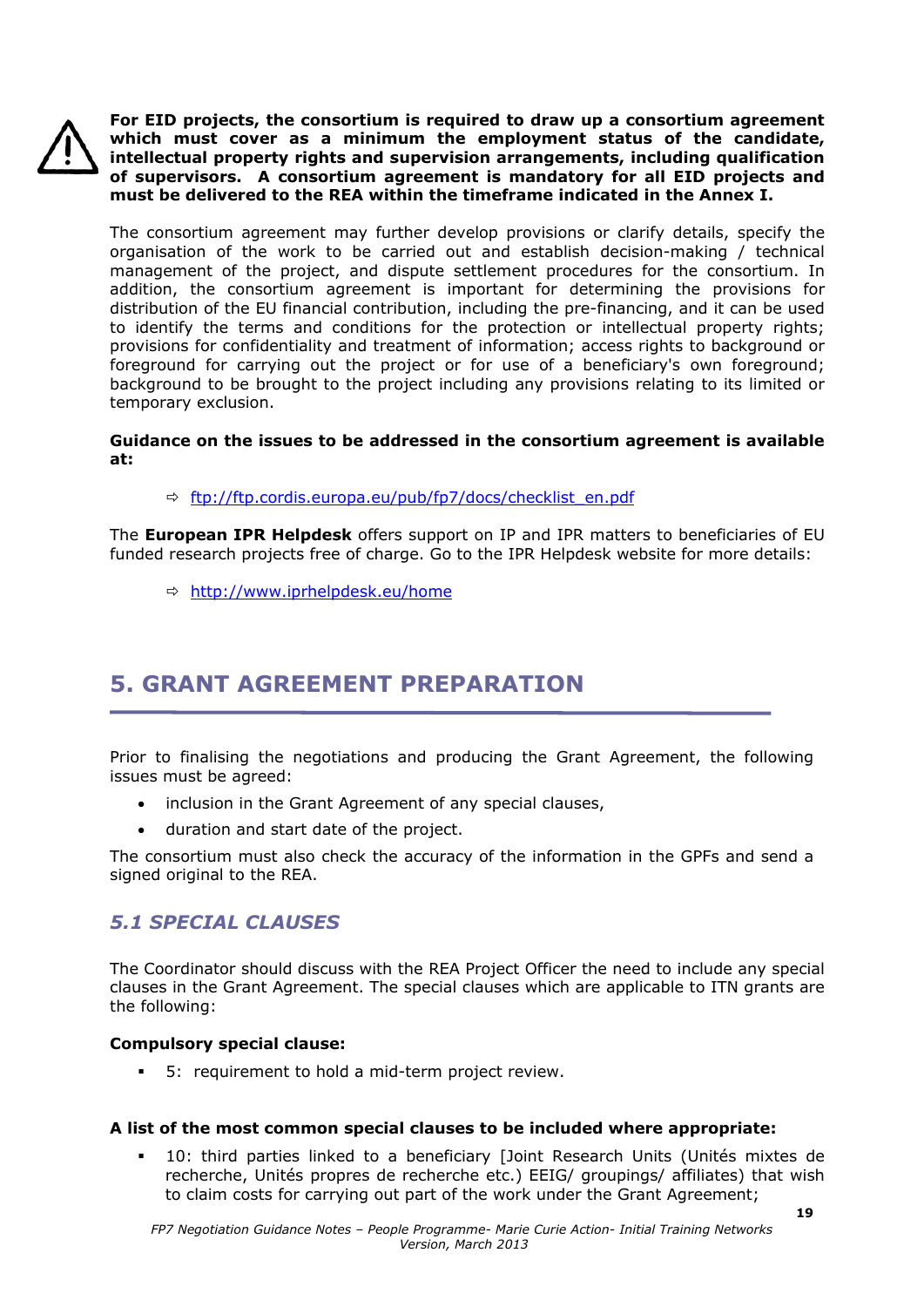**For EID projects, the consortium is required to draw up a consortium agreement which must cover as a minimum the employment status of the candidate, intellectual property rights and supervision arrangements, including qualification of supervisors. A consortium agreement is mandatory for all EID projects and must be delivered to the REA within the timeframe indicated in the Annex I.**

The consortium agreement may further develop provisions or clarify details, specify the organisation of the work to be carried out and establish decision-making / technical management of the project, and dispute settlement procedures for the consortium. In addition, the consortium agreement is important for determining the provisions for distribution of the EU financial contribution, including the pre-financing, and it can be used to identify the terms and conditions for the protection or intellectual property rights; provisions for confidentiality and treatment of information; access rights to background or foreground for carrying out the project or for use of a beneficiary's own foreground; background to be brought to the project including any provisions relating to its limited or temporary exclusion.

**Guidance on the issues to be addressed in the consortium agreement is available at:**

⇨ ftp://ftp.cordis.europa.eu/pub/fp7/docs/checklist_en.pdf

The **European IPR Helpdesk** offers support on IP and IPR matters to beneficiaries of EU funded research projects free of charge. Go to the IPR Helpdesk website for more details:

⇨ http://www.iprhelpdesk.eu/home

# 5. GRANT AGREEMENT PREPARATION

Prior to finalising the negotiations and producing the Grant Agreement, the following issues must be agreed:

- inclusion in the Grant Agreement of any special clauses,
- duration and start date of the project.

The consortium must also check the accuracy of the information in the GPFs and send a signed original to the REA.

## *5.1 SPECIAL CLAUSES*

The Coordinator should discuss with the REA Project Officer the need to include any special clauses in the Grant Agreement. The special clauses which are applicable to ITN grants are the following:

**Compulsory special clause:**

- 5: requirement to hold a mid-term project review.

**A list of the most common special clauses to be included where appropriate:**

- 10: third parties linked to a beneficiary [Joint Research Units (Unités mixtes de recherche, Unités propres de recherche etc.) EEIG/ groupings/ affiliates) that wish to claim costs for carrying out part of the work under the Grant Agreement;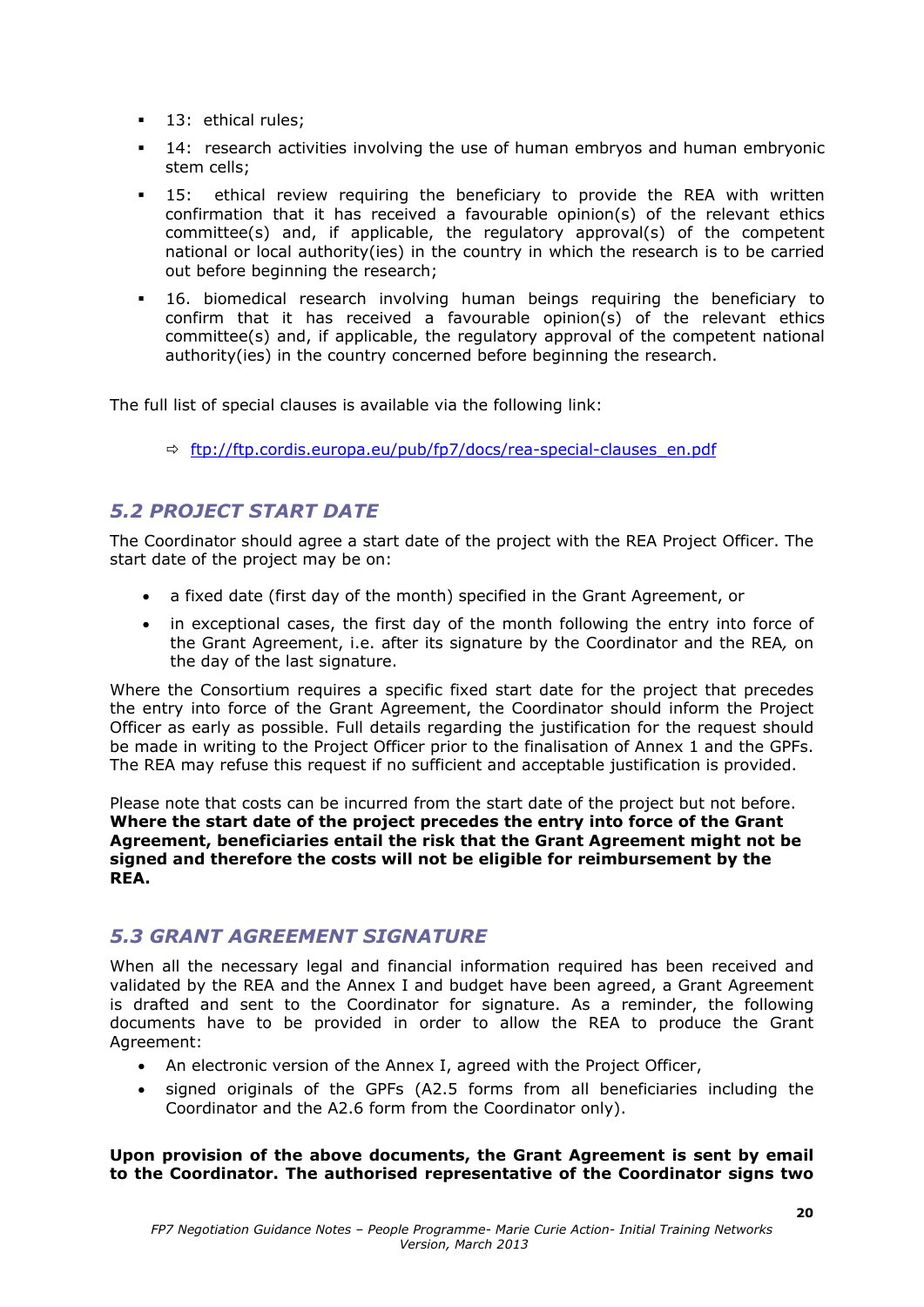- 13: ethical rules;
- 14: research activities involving the use of human embryos and human embryonic stem cells;
- 15: ethical review requiring the beneficiary to provide the REA with written confirmation that it has received a favourable opinion(s) of the relevant ethics committee(s) and, if applicable, the regulatory approval(s) of the competent national or local authority(ies) in the country in which the research is to be carried out before beginning the research;
- 16. biomedical research involving human beings requiring the beneficiary to confirm that it has received a favourable opinion(s) of the relevant ethics committee(s) and, if applicable, the regulatory approval of the competent national authority(ies) in the country concerned before beginning the research.

The full list of special clauses is available via the following link:

⇨ [ftp://ftp.cordis.europa.eu/pub/fp7/docs/rea-special-clauses_en.pdf](ftp://ftp.cordis.europa.eu/pub/fp7/docs/rea-special-clauses_en.pdf)

## *5.2 PROJECT START DATE*

The Coordinator should agree a start date of the project with the REA Project Officer. The start date of the project may be on:

- a fixed date (first day of the month) specified in the Grant Agreement, or
- in exceptional cases, the first day of the month following the entry into force of the Grant Agreement, i.e. after its signature by the Coordinator and the REA*,* on the day of the last signature.

Where the Consortium requires a specific fixed start date for the project that precedes the entry into force of the Grant Agreement, the Coordinator should inform the Project Officer as early as possible. Full details regarding the justification for the request should be made in writing to the Project Officer prior to the finalisation of Annex 1 and the GPFs. The REA may refuse this request if no sufficient and acceptable justification is provided.

Please note that costs can be incurred from the start date of the project but not before. **Where the start date of the project precedes the entry into force of the Grant Agreement, beneficiaries entail the risk that the Grant Agreement might not be signed and therefore the costs will not be eligible for reimbursement by the REA.**

## *5.3 GRANT AGREEMENT SIGNATURE*

When all the necessary legal and financial information required has been received and validated by the REA and the Annex I and budget have been agreed, a Grant Agreement is drafted and sent to the Coordinator for signature. As a reminder, the following documents have to be provided in order to allow the REA to produce the Grant Agreement:

- An electronic version of the Annex I, agreed with the Project Officer,
- signed originals of the GPFs (A2.5 forms from all beneficiaries including the Coordinator and the A2.6 form from the Coordinator only).

**Upon provision of the above documents, the Grant Agreement is sent by email to the Coordinator. The authorised representative of the Coordinator signs two**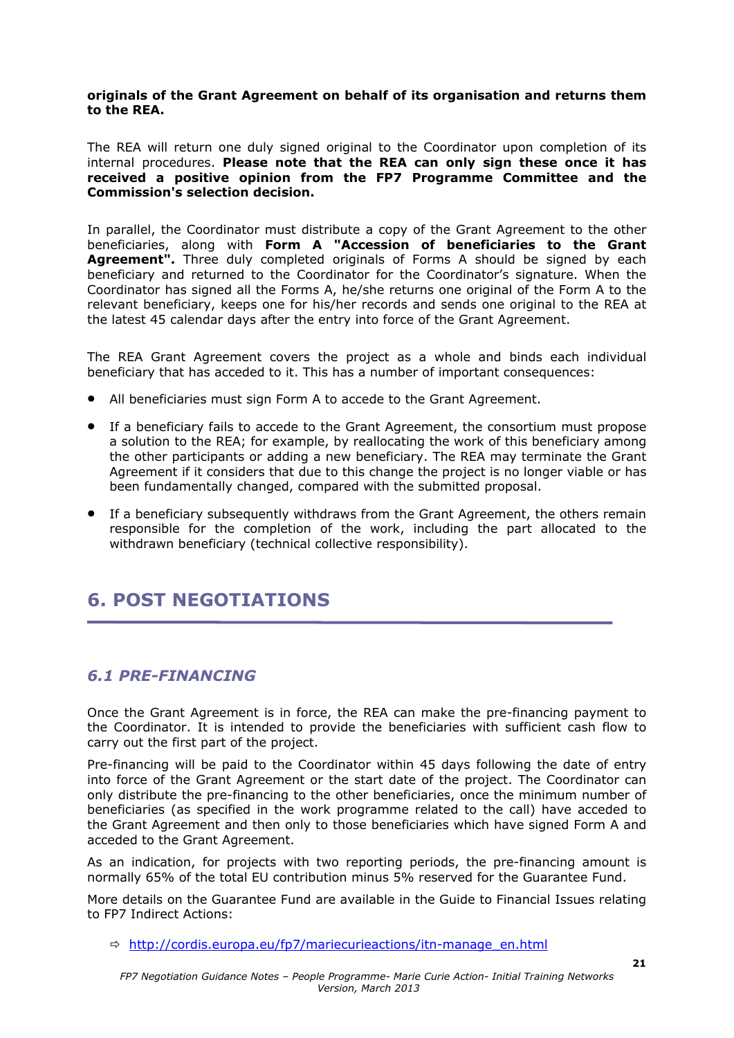**originals of the Grant Agreement on behalf of its organisation and returns them to the REA.**

The REA will return one duly signed original to the Coordinator upon completion of its internal procedures. **Please note that the REA can only sign these once it has received a positive opinion from the FP7 Programme Committee and the Commission's selection decision.**

In parallel, the Coordinator must distribute a copy of the Grant Agreement to the other beneficiaries, along with **Form A "Accession of beneficiaries to the Grant Agreement".** Three duly completed originals of Forms A should be signed by each beneficiary and returned to the Coordinator for the Coordinator's signature. When the Coordinator has signed all the Forms A, he/she returns one original of the Form A to the relevant beneficiary, keeps one for his/her records and sends one original to the REA at the latest 45 calendar days after the entry into force of the Grant Agreement.

The REA Grant Agreement covers the project as a whole and binds each individual beneficiary that has acceded to it. This has a number of important consequences:

- All beneficiaries must sign Form A to accede to the Grant Agreement.
- If a beneficiary fails to accede to the Grant Agreement, the consortium must propose a solution to the REA; for example, by reallocating the work of this beneficiary among the other participants or adding a new beneficiary. The REA may terminate the Grant Agreement if it considers that due to this change the project is no longer viable or has been fundamentally changed, compared with the submitted proposal.
- If a beneficiary subsequently withdraws from the Grant Agreement, the others remain responsible for the completion of the work, including the part allocated to the withdrawn beneficiary (technical collective responsibility).

# 6. POST NEGOTIATIONS

## *6.1 PRE-FINANCING*

Once the Grant Agreement is in force, the REA can make the pre-financing payment to the Coordinator. It is intended to provide the beneficiaries with sufficient cash flow to carry out the first part of the project.

Pre-financing will be paid to the Coordinator within 45 days following the date of entry into force of the Grant Agreement or the start date of the project. The Coordinator can only distribute the pre-financing to the other beneficiaries, once the minimum number of beneficiaries (as specified in the work programme related to the call) have acceded to the Grant Agreement and then only to those beneficiaries which have signed Form A and acceded to the Grant Agreement.

As an indication, for projects with two reporting periods, the pre-financing amount is normally 65% of the total EU contribution minus 5% reserved for the Guarantee Fund.

More details on the Guarantee Fund are available in the Guide to Financial Issues relating to FP7 Indirect Actions:

⇨ http://cordis.europa.eu/fp7/mariecurieactions/itn-manage_en.html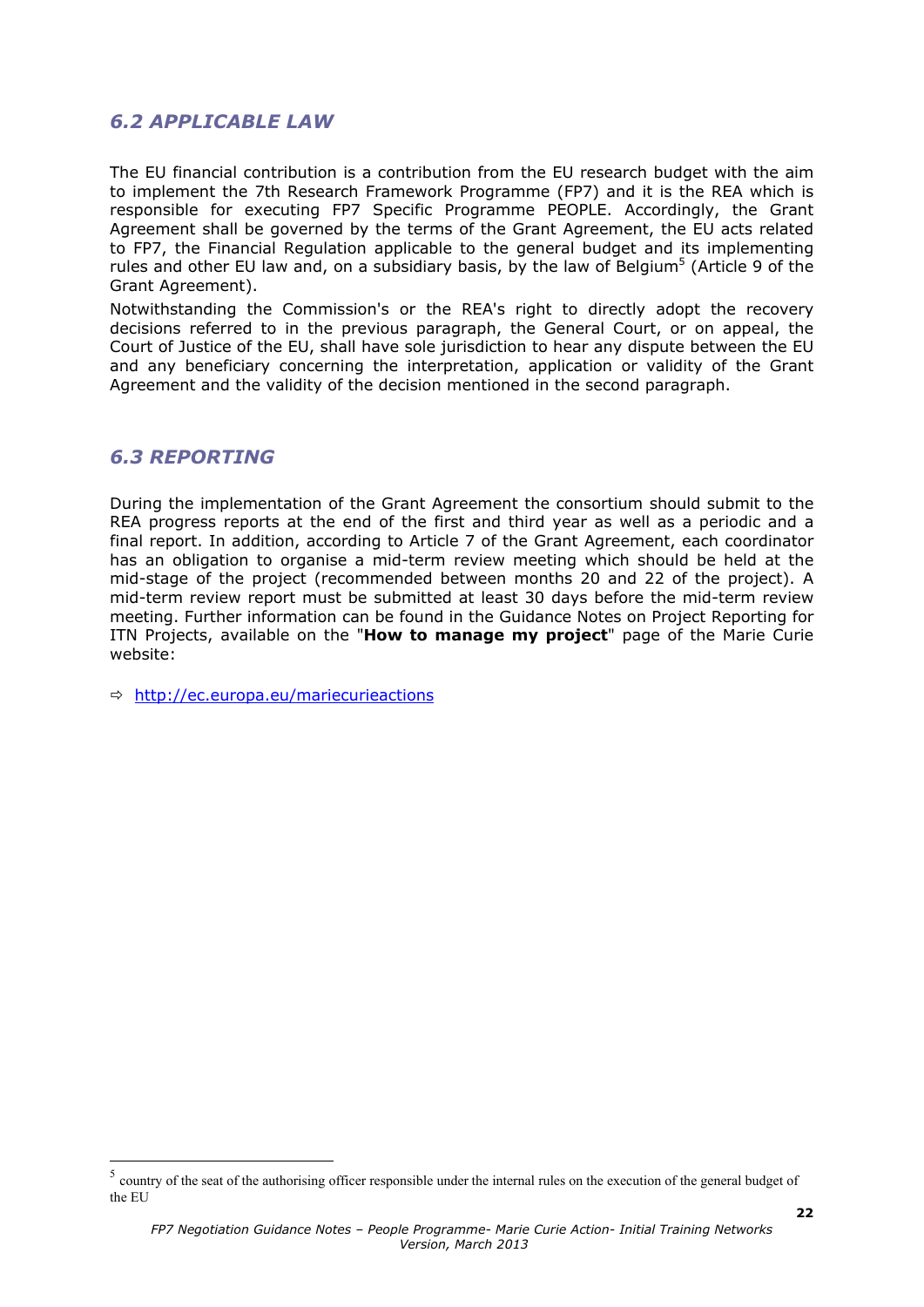## 6.2 APPLICABLE LAW

The EU financial contribution is a contribution from the EU research budget with the aim to implement the 7th Research Framework Programme (FP7) and it is the REA which is responsible for executing FP7 Specific Programme PEOPLE. Accordingly, the Grant Agreement shall be governed by the terms of the Grant Agreement, the EU acts related to FP7, the Financial Regulation applicable to the general budget and its implementing rules and other EU law and, on a subsidiary basis, by the law of Belgium[5] (Article 9 of the Grant Agreement).

Notwithstanding the Commission's or the REA's right to directly adopt the recovery decisions referred to in the previous paragraph, the General Court, or on appeal, the Court of Justice of the EU, shall have sole jurisdiction to hear any dispute between the EU and any beneficiary concerning the interpretation, application or validity of the Grant Agreement and the validity of the decision mentioned in the second paragraph.

## 6.3 REPORTING

During the implementation of the Grant Agreement the consortium should submit to the REA progress reports at the end of the first and third year as well as a periodic and a final report. In addition, according to Article 7 of the Grant Agreement, each coordinator has an obligation to organise a mid-term review meeting which should be held at the mid-stage of the project (recommended between months 20 and 22 of the project). A mid-term review report must be submitted at least 30 days before the mid-term review meeting. Further information can be found in the Guidance Notes on Project Reporting for ITN Projects, available on the "**How to manage my project**" page of the Marie Curie website:

⇨ http://ec.europa.eu/mariecurieactions

---

[5] country of the seat of the authorising officer responsible under the internal rules on the execution of the general budget of the EU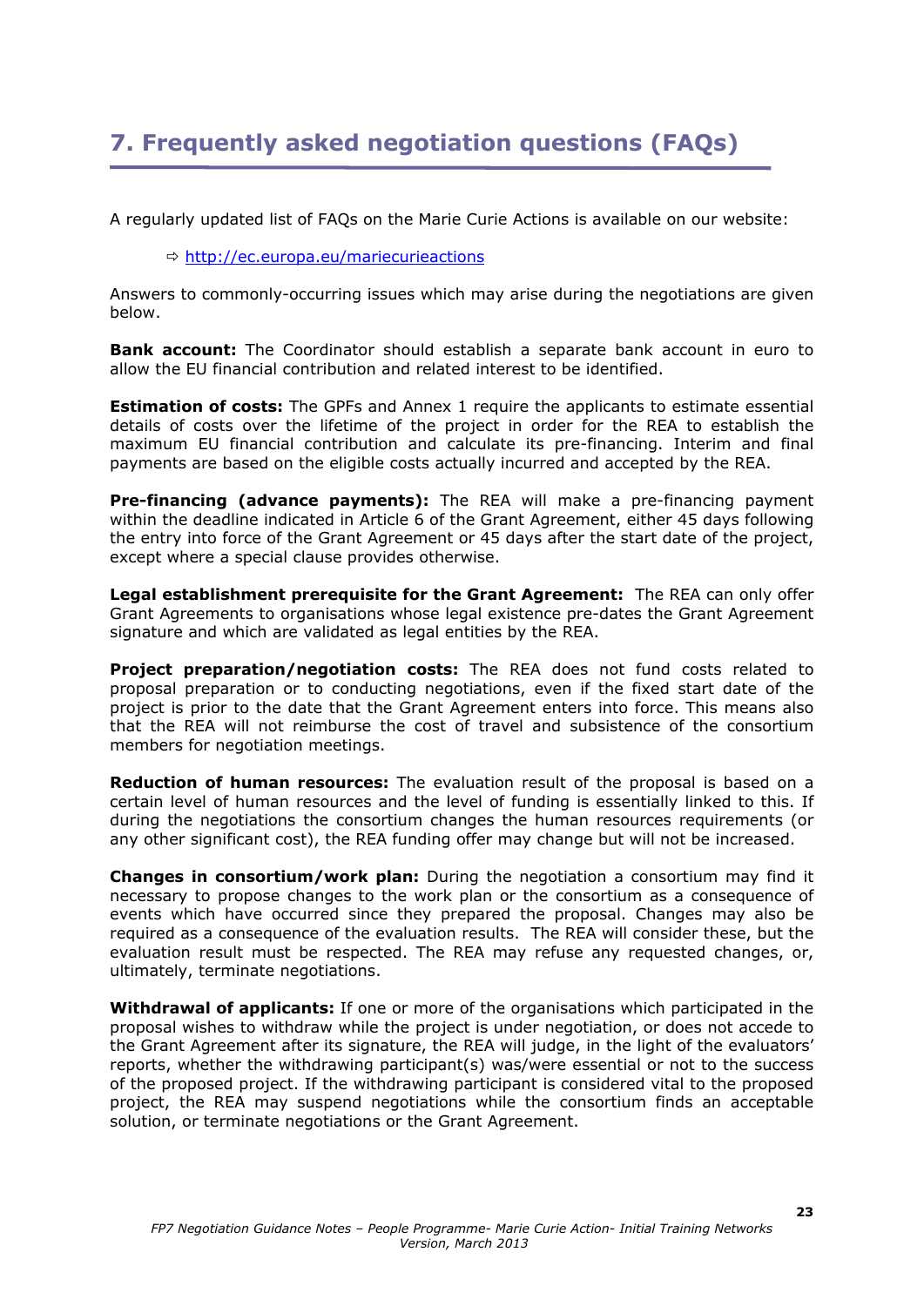# 7. Frequently asked negotiation questions (FAQs)

A regularly updated list of FAQs on the Marie Curie Actions is available on our website:

⇨ http://ec.europa.eu/mariecurieactions

Answers to commonly-occurring issues which may arise during the negotiations are given below.

**Bank account:** The Coordinator should establish a separate bank account in euro to allow the EU financial contribution and related interest to be identified.

**Estimation of costs:** The GPFs and Annex 1 require the applicants to estimate essential details of costs over the lifetime of the project in order for the REA to establish the maximum EU financial contribution and calculate its pre-financing. Interim and final payments are based on the eligible costs actually incurred and accepted by the REA.

**Pre-financing (advance payments):** The REA will make a pre-financing payment within the deadline indicated in Article 6 of the Grant Agreement, either 45 days following the entry into force of the Grant Agreement or 45 days after the start date of the project, except where a special clause provides otherwise.

**Legal establishment prerequisite for the Grant Agreement:** The REA can only offer Grant Agreements to organisations whose legal existence pre-dates the Grant Agreement signature and which are validated as legal entities by the REA.

**Project preparation/negotiation costs:** The REA does not fund costs related to proposal preparation or to conducting negotiations, even if the fixed start date of the project is prior to the date that the Grant Agreement enters into force. This means also that the REA will not reimburse the cost of travel and subsistence of the consortium members for negotiation meetings.

**Reduction of human resources:** The evaluation result of the proposal is based on a certain level of human resources and the level of funding is essentially linked to this. If during the negotiations the consortium changes the human resources requirements (or any other significant cost), the REA funding offer may change but will not be increased.

**Changes in consortium/work plan:** During the negotiation a consortium may find it necessary to propose changes to the work plan or the consortium as a consequence of events which have occurred since they prepared the proposal. Changes may also be required as a consequence of the evaluation results. The REA will consider these, but the evaluation result must be respected. The REA may refuse any requested changes, or, ultimately, terminate negotiations.

**Withdrawal of applicants:** If one or more of the organisations which participated in the proposal wishes to withdraw while the project is under negotiation, or does not accede to the Grant Agreement after its signature, the REA will judge, in the light of the evaluators' reports, whether the withdrawing participant(s) was/were essential or not to the success of the proposed project. If the withdrawing participant is considered vital to the proposed project, the REA may suspend negotiations while the consortium finds an acceptable solution, or terminate negotiations or the Grant Agreement.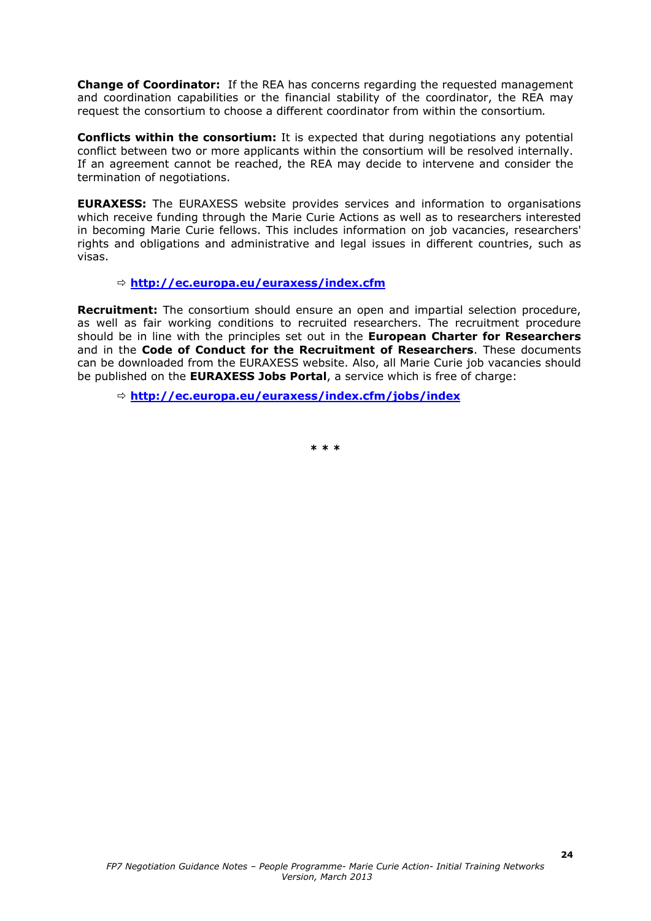**Change of Coordinator:** If the REA has concerns regarding the requested management and coordination capabilities or the financial stability of the coordinator, the REA may request the consortium to choose a different coordinator from within the consortium*.*

**Conflicts within the consortium:** It is expected that during negotiations any potential conflict between two or more applicants within the consortium will be resolved internally. If an agreement cannot be reached, the REA may decide to intervene and consider the termination of negotiations.

**EURAXESS:** The EURAXESS website provides services and information to organisations which receive funding through the Marie Curie Actions as well as to researchers interested in becoming Marie Curie fellows. This includes information on job vacancies, researchers' rights and obligations and administrative and legal issues in different countries, such as visas.

⇨ **http://ec.europa.eu/euraxess/index.cfm**

**Recruitment:** The consortium should ensure an open and impartial selection procedure, as well as fair working conditions to recruited researchers. The recruitment procedure should be in line with the principles set out in the **European Charter for Researchers** and in the **Code of Conduct for the Recruitment of Researchers**. These documents can be downloaded from the EURAXESS website. Also, all Marie Curie job vacancies should be published on the **EURAXESS Jobs Portal**, a service which is free of charge:

⇨ **http://ec.europa.eu/euraxess/index.cfm/jobs/index**

* * *